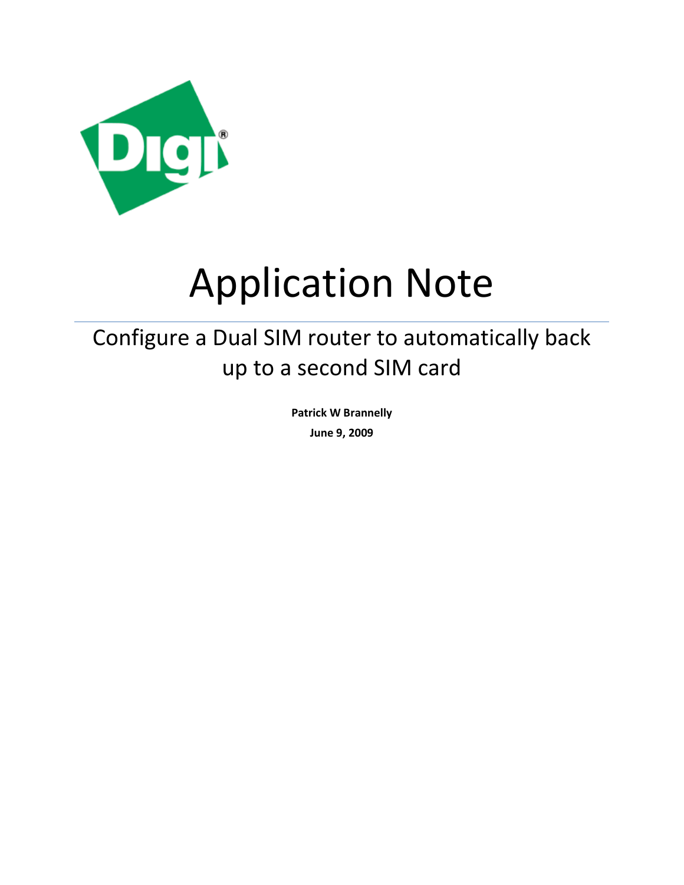# Application Note

## Configure a Dual SIM router to automatically back up to a second SIM card

**Patrick W Brannelly**

**June 9, 2009**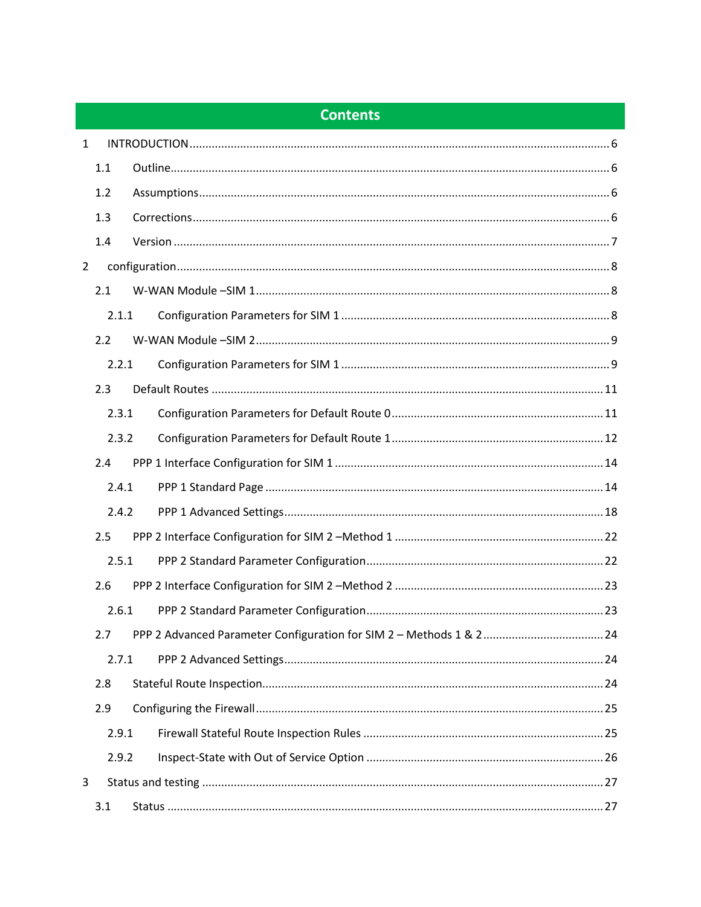# Contents

1 INTRODUCTION ..... 6

- 1.1 Outline ..... 6
- 1.2 Assumptions ..... 6
- 1.3 Corrections ..... 6
- 1.4 Version ..... 7

2 configuration ..... 8

- 2.1 W-WAN Module –SIM 1 ..... 8
  - 2.1.1 Configuration Parameters for SIM 1 ..... 8
- 2.2 W-WAN Module –SIM 2 ..... 9
  - 2.2.1 Configuration Parameters for SIM 1 ..... 9
- 2.3 Default Routes ..... 11
  - 2.3.1 Configuration Parameters for Default Route 0 ..... 11
  - 2.3.2 Configuration Parameters for Default Route 1 ..... 12
- 2.4 PPP 1 Interface Configuration for SIM 1 ..... 14
  - 2.4.1 PPP 1 Standard Page ..... 14
  - 2.4.2 PPP 1 Advanced Settings ..... 18
- 2.5 PPP 2 Interface Configuration for SIM 2 –Method 1 ..... 22
  - 2.5.1 PPP 2 Standard Parameter Configuration ..... 22
- 2.6 PPP 2 Interface Configuration for SIM 2 –Method 2 ..... 23
  - 2.6.1 PPP 2 Standard Parameter Configuration ..... 23
- 2.7 PPP 2 Advanced Parameter Configuration for SIM 2 – Methods 1 & 2 ..... 24
  - 2.7.1 PPP 2 Advanced Settings ..... 24
- 2.8 Stateful Route Inspection ..... 24
- 2.9 Configuring the Firewall ..... 25
  - 2.9.1 Firewall Stateful Route Inspection Rules ..... 25
  - 2.9.2 Inspect-State with Out of Service Option ..... 26

3 Status and testing ..... 27

- 3.1 Status ..... 27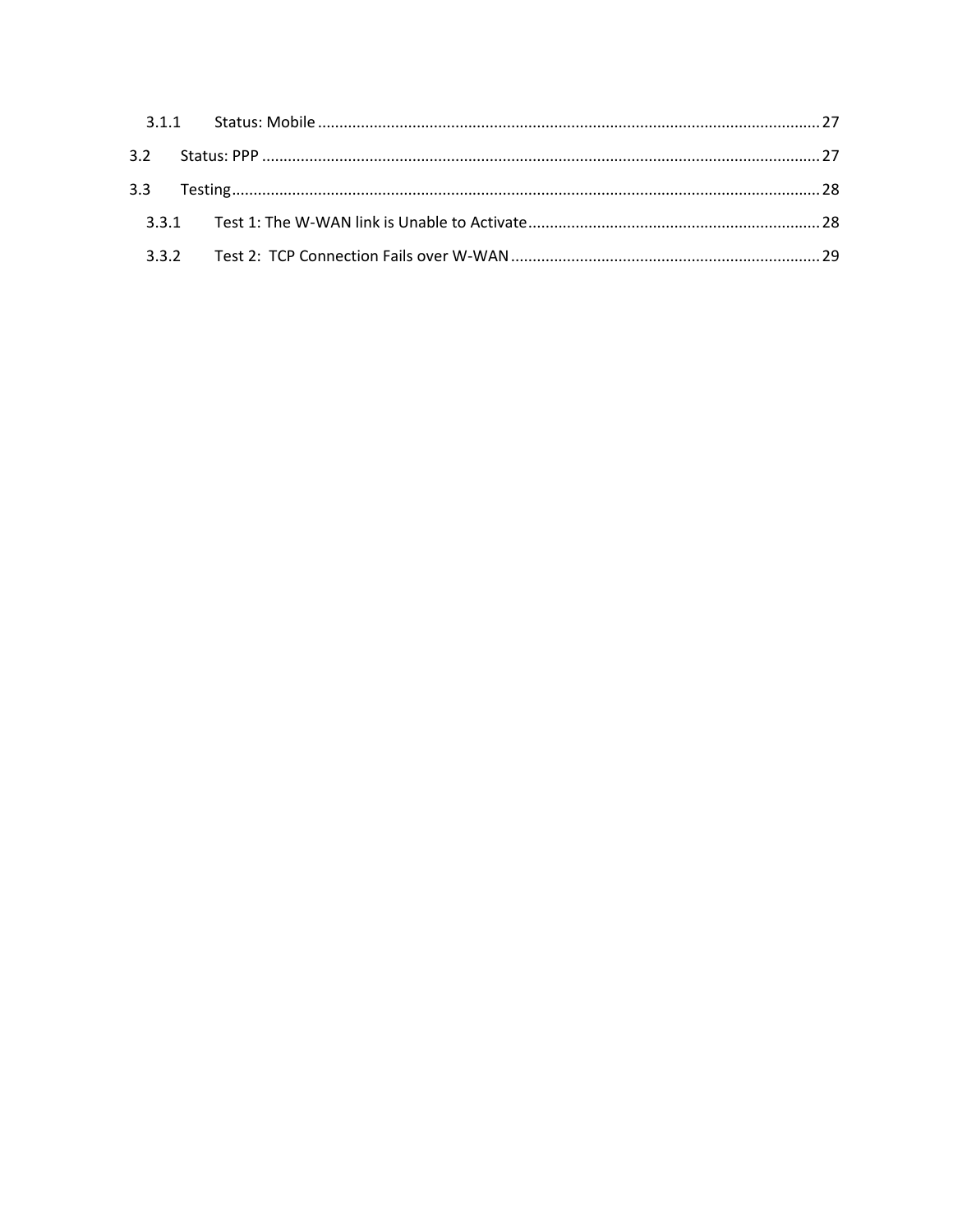3.1.1 Status: Mobile ........................................................................................................................ 27

3.2 Status: PPP ........................................................................................................................ 27

3.3 Testing ........................................................................................................................ 28

3.3.1 Test 1: The W-WAN link is Unable to Activate ........................................................................ 28

3.3.2 Test 2: TCP Connection Fails over W-WAN ........................................................................ 29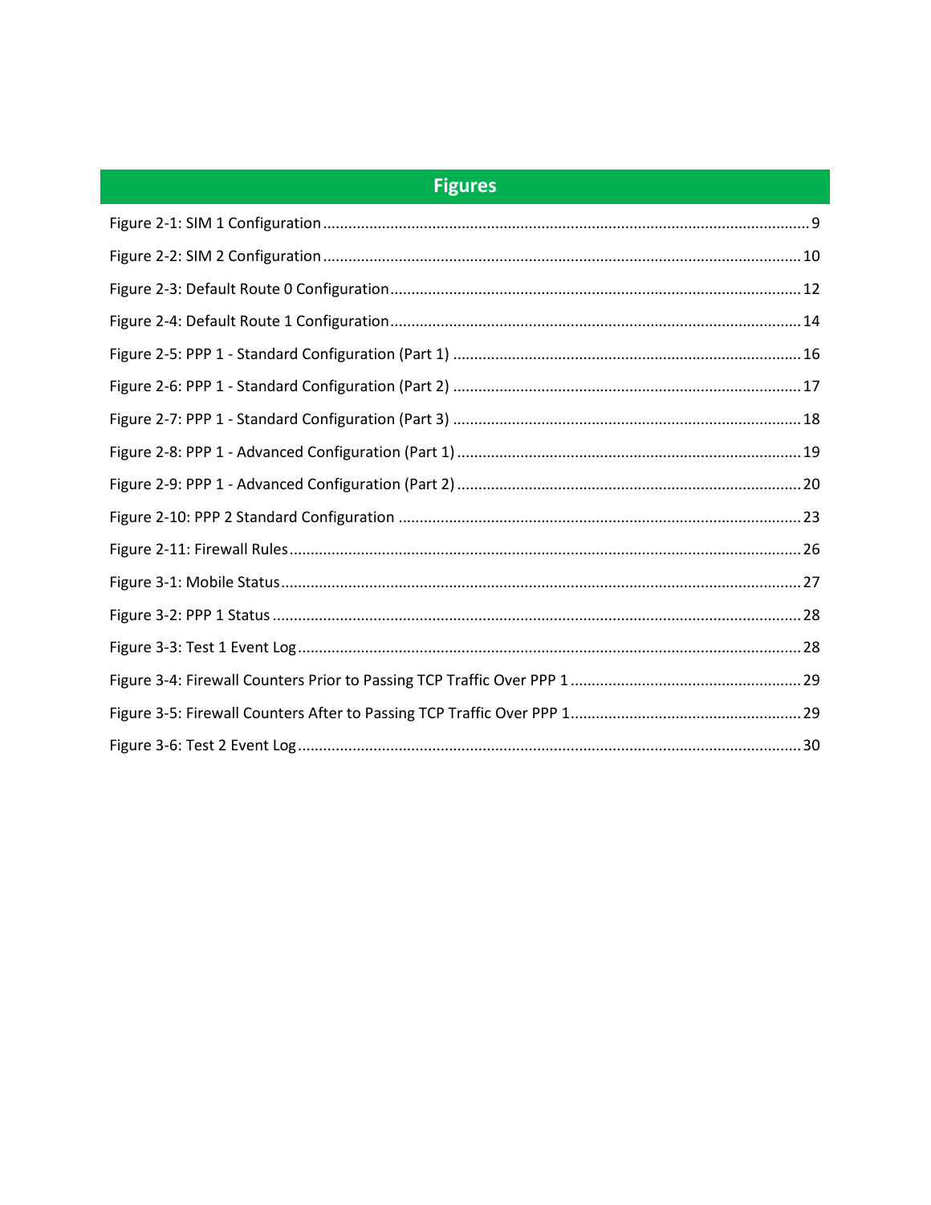# Figures

Figure 2-1: SIM 1 Configuration .......... 9

Figure 2-2: SIM 2 Configuration .......... 10

Figure 2-3: Default Route 0 Configuration .......... 12

Figure 2-4: Default Route 1 Configuration .......... 14

Figure 2-5: PPP 1 - Standard Configuration (Part 1) .......... 16

Figure 2-6: PPP 1 - Standard Configuration (Part 2) .......... 17

Figure 2-7: PPP 1 - Standard Configuration (Part 3) .......... 18

Figure 2-8: PPP 1 - Advanced Configuration (Part 1) .......... 19

Figure 2-9: PPP 1 - Advanced Configuration (Part 2) .......... 20

Figure 2-10: PPP 2 Standard Configuration .......... 23

Figure 2-11: Firewall Rules .......... 26

Figure 3-1: Mobile Status .......... 27

Figure 3-2: PPP 1 Status .......... 28

Figure 3-3: Test 1 Event Log .......... 28

Figure 3-4: Firewall Counters Prior to Passing TCP Traffic Over PPP 1 .......... 29

Figure 3-5: Firewall Counters After to Passing TCP Traffic Over PPP 1 .......... 29

Figure 3-6: Test 2 Event Log .......... 30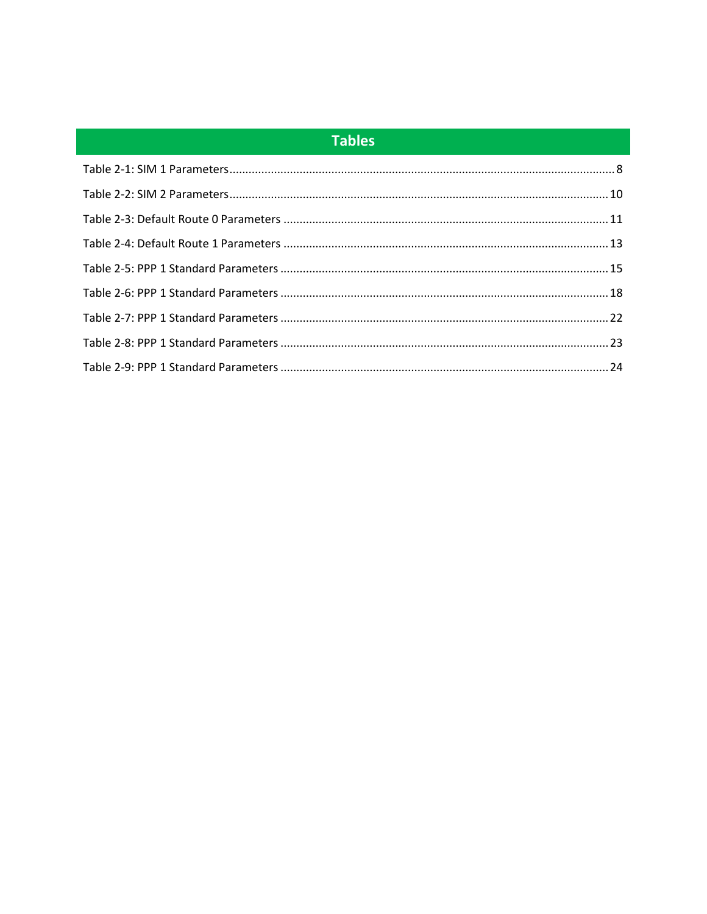# Tables

Table 2-1: SIM 1 Parameters........................................................................................................................ 8

Table 2-2: SIM 2 Parameters...................................................................................................................... 10

Table 2-3: Default Route 0 Parameters ...................................................................................................... 11

Table 2-4: Default Route 1 Parameters ...................................................................................................... 13

Table 2-5: PPP 1 Standard Parameters ....................................................................................................... 15

Table 2-6: PPP 1 Standard Parameters ....................................................................................................... 18

Table 2-7: PPP 1 Standard Parameters ....................................................................................................... 22

Table 2-8: PPP 1 Standard Parameters ....................................................................................................... 23

Table 2-9: PPP 1 Standard Parameters ....................................................................................................... 24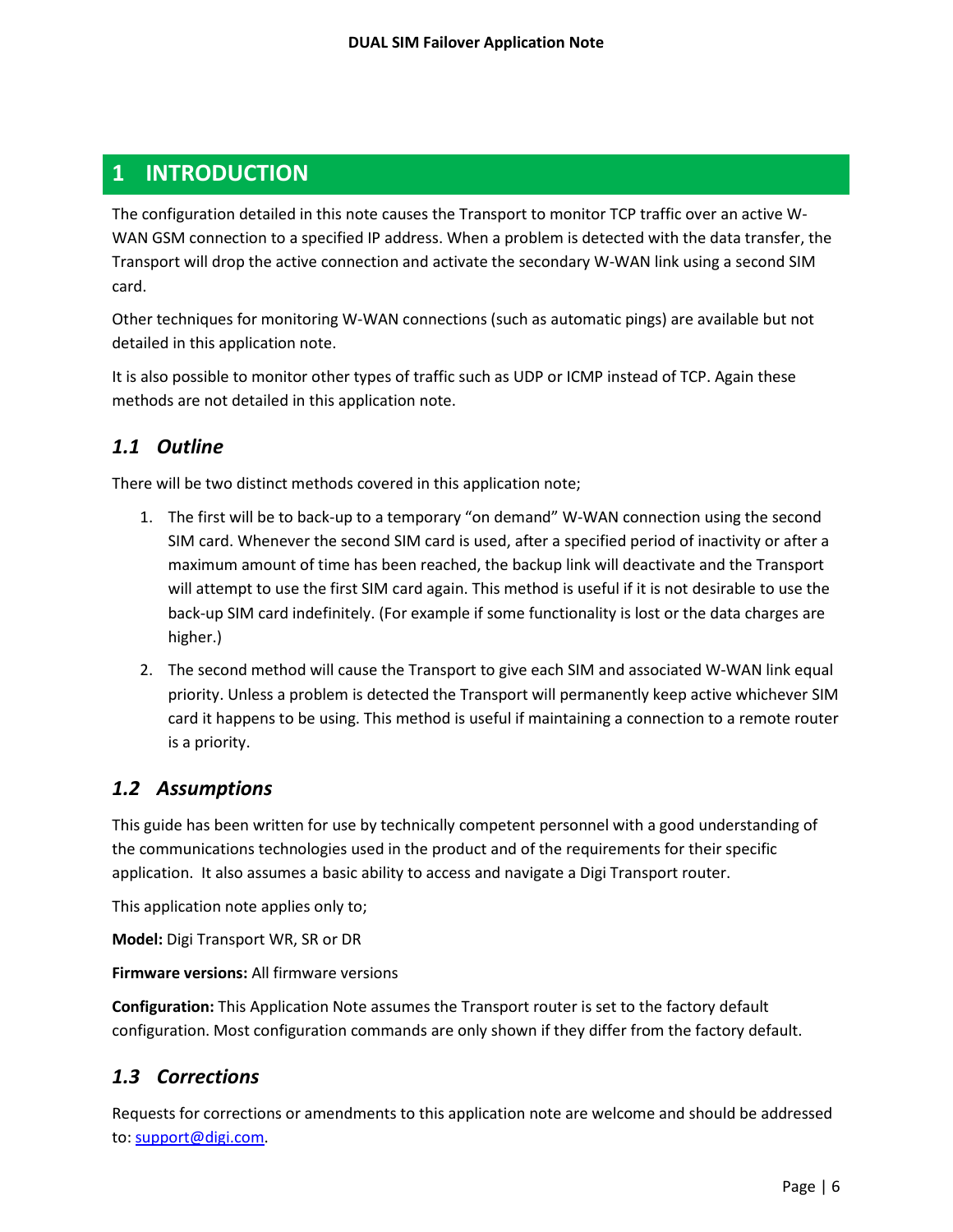# 1 INTRODUCTION

The configuration detailed in this note causes the Transport to monitor TCP traffic over an active W-WAN GSM connection to a specified IP address. When a problem is detected with the data transfer, the Transport will drop the active connection and activate the secondary W-WAN link using a second SIM card.

Other techniques for monitoring W-WAN connections (such as automatic pings) are available but not detailed in this application note.

It is also possible to monitor other types of traffic such as UDP or ICMP instead of TCP. Again these methods are not detailed in this application note.

## *1.1 Outline*

There will be two distinct methods covered in this application note;

1. The first will be to back-up to a temporary "on demand" W-WAN connection using the second SIM card. Whenever the second SIM card is used, after a specified period of inactivity or after a maximum amount of time has been reached, the backup link will deactivate and the Transport will attempt to use the first SIM card again. This method is useful if it is not desirable to use the back-up SIM card indefinitely. (For example if some functionality is lost or the data charges are higher.)
2. The second method will cause the Transport to give each SIM and associated W-WAN link equal priority. Unless a problem is detected the Transport will permanently keep active whichever SIM card it happens to be using. This method is useful if maintaining a connection to a remote router is a priority.

## *1.2 Assumptions*

This guide has been written for use by technically competent personnel with a good understanding of the communications technologies used in the product and of the requirements for their specific application. It also assumes a basic ability to access and navigate a Digi Transport router.

This application note applies only to;

**Model:** Digi Transport WR, SR or DR

**Firmware versions:** All firmware versions

**Configuration:** This Application Note assumes the Transport router is set to the factory default configuration. Most configuration commands are only shown if they differ from the factory default.

## *1.3 Corrections*

Requests for corrections or amendments to this application note are welcome and should be addressed to: support@digi.com.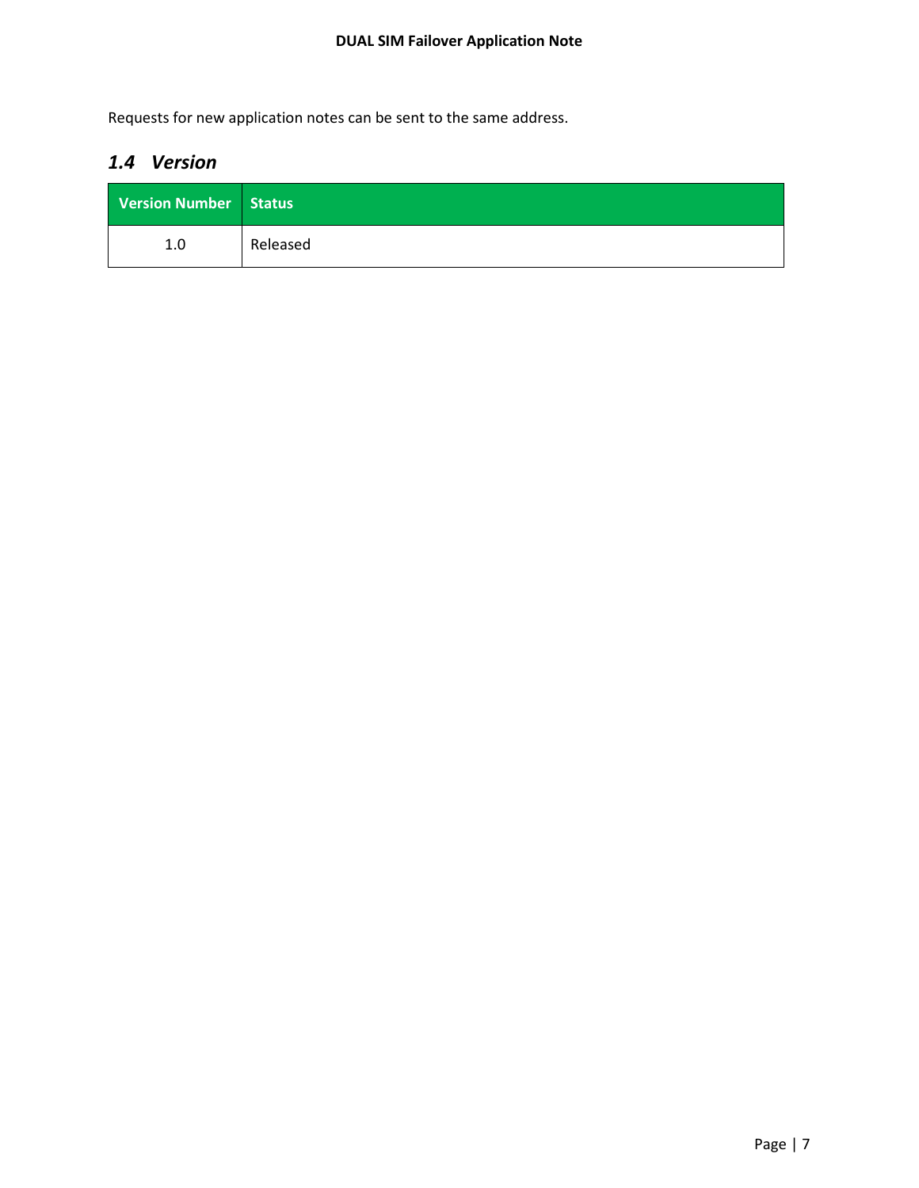Requests for new application notes can be sent to the same address.

## *1.4 Version*

| Version Number | Status |
|---|---|
| 1.0 | Released |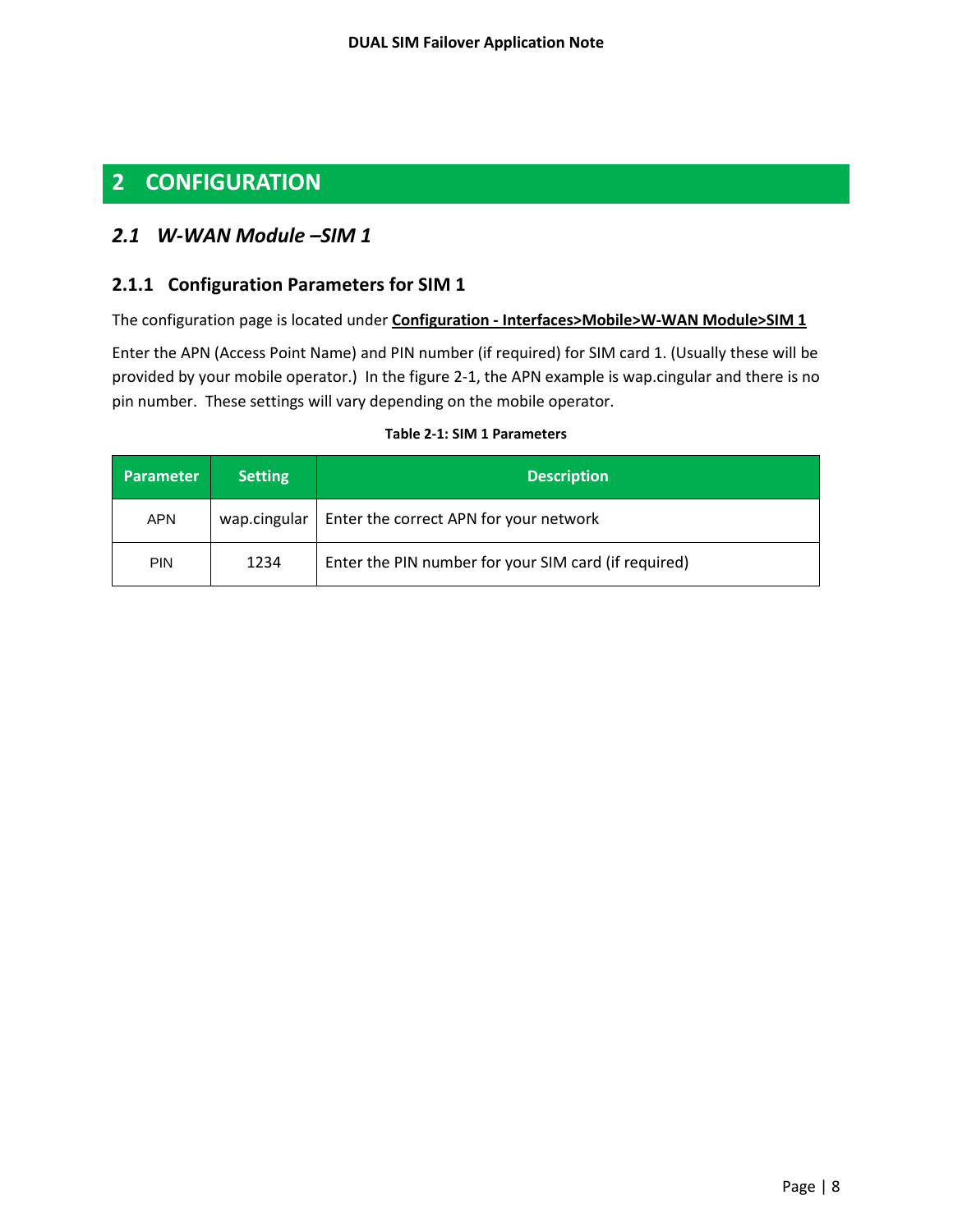# 2 CONFIGURATION

## *2.1 W-WAN Module –SIM 1*

### 2.1.1 Configuration Parameters for SIM 1

The configuration page is located under **Configuration - Interfaces>Mobile>W-WAN Module>SIM 1**

Enter the APN (Access Point Name) and PIN number (if required) for SIM card 1. (Usually these will be provided by your mobile operator.) In the figure 2-1, the APN example is wap.cingular and there is no pin number. These settings will vary depending on the mobile operator.

**Table 2-1: SIM 1 Parameters**

| Parameter | Setting | Description |
|---|---|---|
| APN | wap.cingular | Enter the correct APN for your network |
| PIN | 1234 | Enter the PIN number for your SIM card (if required) |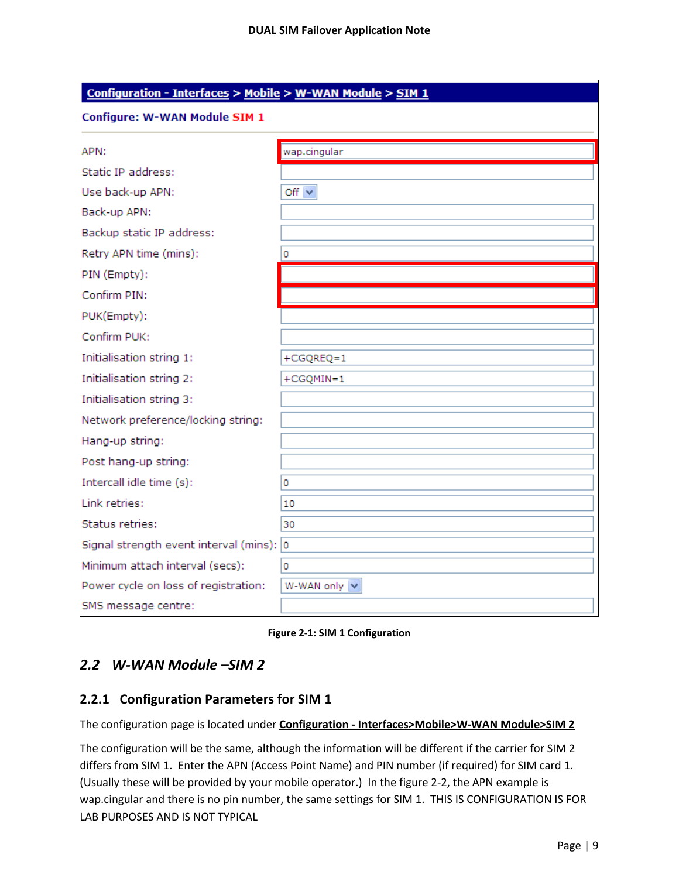**Configuration - Interfaces > Mobile > W-WAN Module > SIM 1**

**Configure: W-WAN Module SIM 1**

| | |
|---|---|
| APN: | wap.cingular |
| Static IP address: | |
| Use back-up APN: | Off |
| Back-up APN: | |
| Backup static IP address: | |
| Retry APN time (mins): | 0 |
| PIN (Empty): | |
| Confirm PIN: | |
| PUK(Empty): | |
| Confirm PUK: | |
| Initialisation string 1: | +CGQREQ=1 |
| Initialisation string 2: | +CGQMIN=1 |
| Initialisation string 3: | |
| Network preference/locking string: | |
| Hang-up string: | |
| Post hang-up string: | |
| Intercall idle time (s): | 0 |
| Link retries: | 10 |
| Status retries: | 30 |
| Signal strength event interval (mins): | 0 |
| Minimum attach interval (secs): | 0 |
| Power cycle on loss of registration: | W-WAN only |
| SMS message centre: | |

**Figure 2-1: SIM 1 Configuration**

## 2.2 W-WAN Module –SIM 2

### 2.2.1 Configuration Parameters for SIM 1

The configuration page is located under **Configuration - Interfaces>Mobile>W-WAN Module>SIM 2**

The configuration will be the same, although the information will be different if the carrier for SIM 2 differs from SIM 1. Enter the APN (Access Point Name) and PIN number (if required) for SIM card 1. (Usually these will be provided by your mobile operator.) In the figure 2-2, the APN example is wap.cingular and there is no pin number, the same settings for SIM 1. THIS IS CONFIGURATION IS FOR LAB PURPOSES AND IS NOT TYPICAL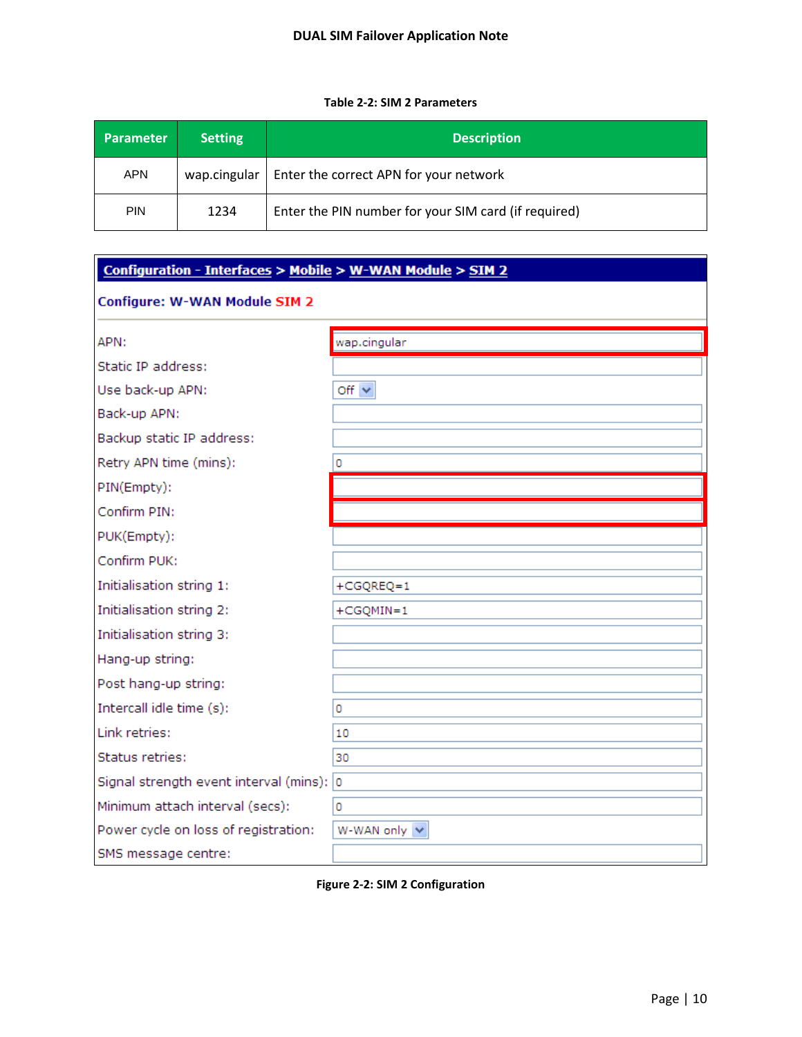**Table 2-2: SIM 2 Parameters**

| Parameter | Setting | Description |
| --- | --- | --- |
| APN | wap.cingular | Enter the correct APN for your network |
| PIN | 1234 | Enter the PIN number for your SIM card (if required) |

**Configuration - Interfaces > Mobile > W-WAN Module > SIM 2**

**Configure: W-WAN Module SIM 2**

| | |
| --- | --- |
| APN: | wap.cingular |
| Static IP address: | |
| Use back-up APN: | Off |
| Back-up APN: | |
| Backup static IP address: | |
| Retry APN time (mins): | 0 |
| PIN(Empty): | |
| Confirm PIN: | |
| PUK(Empty): | |
| Confirm PUK: | |
| Initialisation string 1: | +CGQREQ=1 |
| Initialisation string 2: | +CGQMIN=1 |
| Initialisation string 3: | |
| Hang-up string: | |
| Post hang-up string: | |
| Intercall idle time (s): | 0 |
| Link retries: | 10 |
| Status retries: | 30 |
| Signal strength event interval (mins): | 0 |
| Minimum attach interval (secs): | 0 |
| Power cycle on loss of registration: | W-WAN only |
| SMS message centre: | |

**Figure 2-2: SIM 2 Configuration**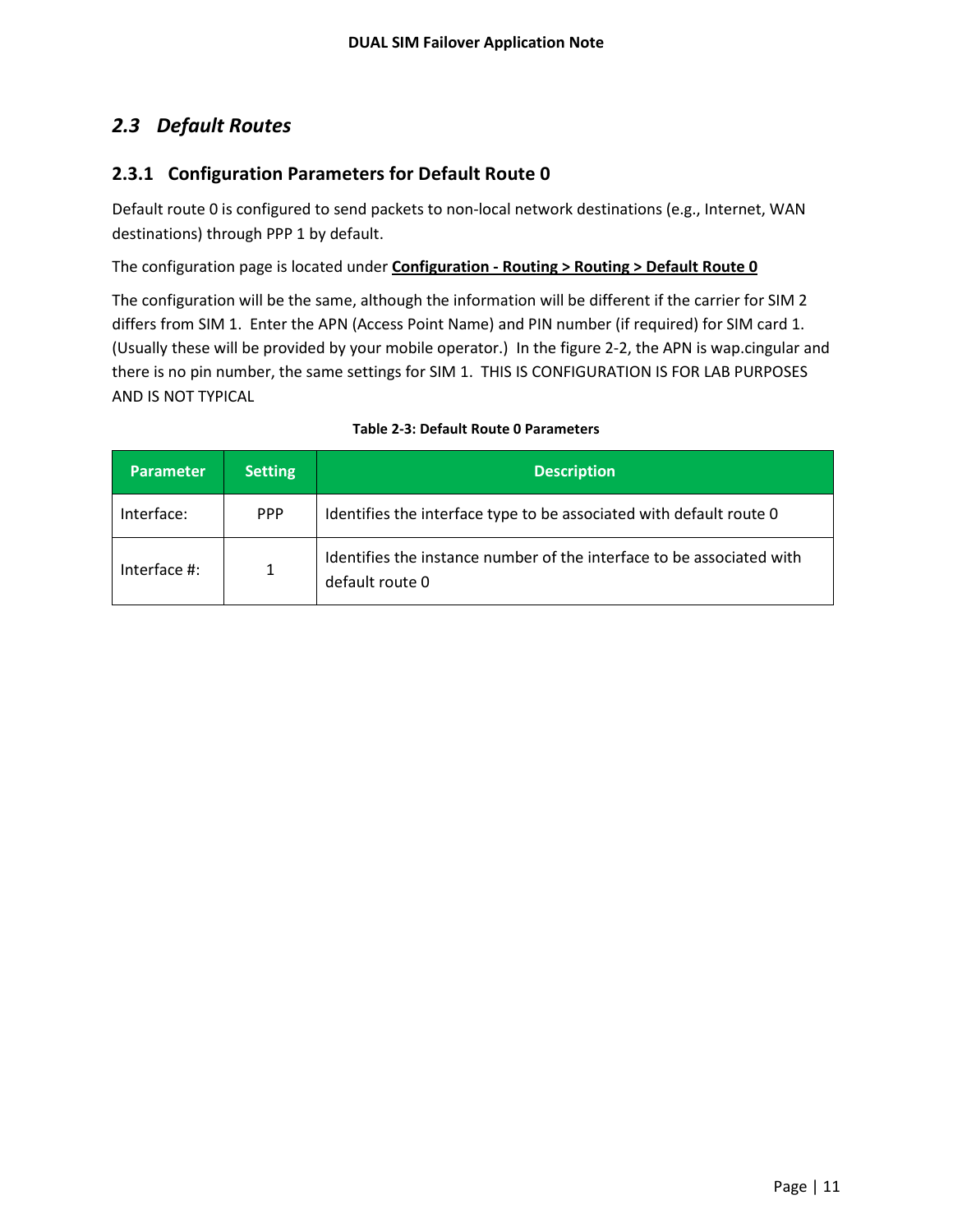## *2.3 Default Routes*

### 2.3.1 Configuration Parameters for Default Route 0

Default route 0 is configured to send packets to non-local network destinations (e.g., Internet, WAN destinations) through PPP 1 by default.

The configuration page is located under **Configuration - Routing > Routing > Default Route 0**

The configuration will be the same, although the information will be different if the carrier for SIM 2 differs from SIM 1. Enter the APN (Access Point Name) and PIN number (if required) for SIM card 1. (Usually these will be provided by your mobile operator.) In the figure 2-2, the APN is wap.cingular and there is no pin number, the same settings for SIM 1. THIS IS CONFIGURATION IS FOR LAB PURPOSES AND IS NOT TYPICAL

**Table 2-3: Default Route 0 Parameters**

| Parameter | Setting | Description |
| --- | --- | --- |
| Interface: | PPP | Identifies the interface type to be associated with default route 0 |
| Interface #: | 1 | Identifies the instance number of the interface to be associated with default route 0 |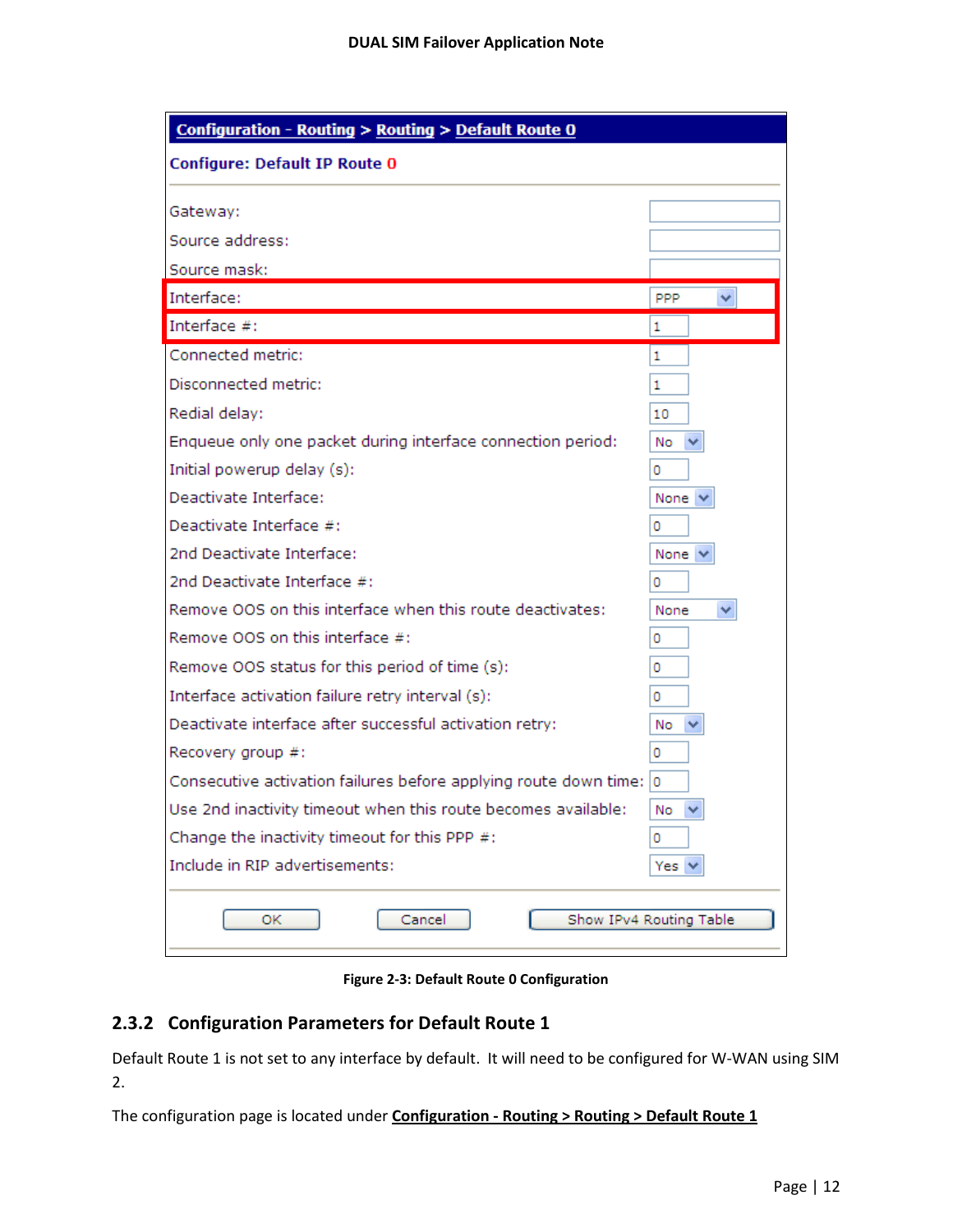**Configuration - Routing > Routing > Default Route 0**

**Configure: Default IP Route 0**

| | |
|---|---|
| Gateway: | |
| Source address: | |
| Source mask: | |
| Interface: | PPP |
| Interface #: | 1 |
| Connected metric: | 1 |
| Disconnected metric: | 1 |
| Redial delay: | 10 |
| Enqueue only one packet during interface connection period: | No |
| Initial powerup delay (s): | 0 |
| Deactivate Interface: | None |
| Deactivate Interface #: | 0 |
| 2nd Deactivate Interface: | None |
| 2nd Deactivate Interface #: | 0 |
| Remove OOS on this interface when this route deactivates: | None |
| Remove OOS on this interface #: | 0 |
| Remove OOS status for this period of time (s): | 0 |
| Interface activation failure retry interval (s): | 0 |
| Deactivate interface after successful activation retry: | No |
| Recovery group #: | 0 |
| Consecutive activation failures before applying route down time: | 0 |
| Use 2nd inactivity timeout when this route becomes available: | No |
| Change the inactivity timeout for this PPP #: | 0 |
| Include in RIP advertisements: | Yes |

OK | Cancel | Show IPv4 Routing Table

**Figure 2-3: Default Route 0 Configuration**

### 2.3.2 Configuration Parameters for Default Route 1

Default Route 1 is not set to any interface by default. It will need to be configured for W-WAN using SIM 2.

The configuration page is located under **Configuration - Routing > Routing > Default Route 1**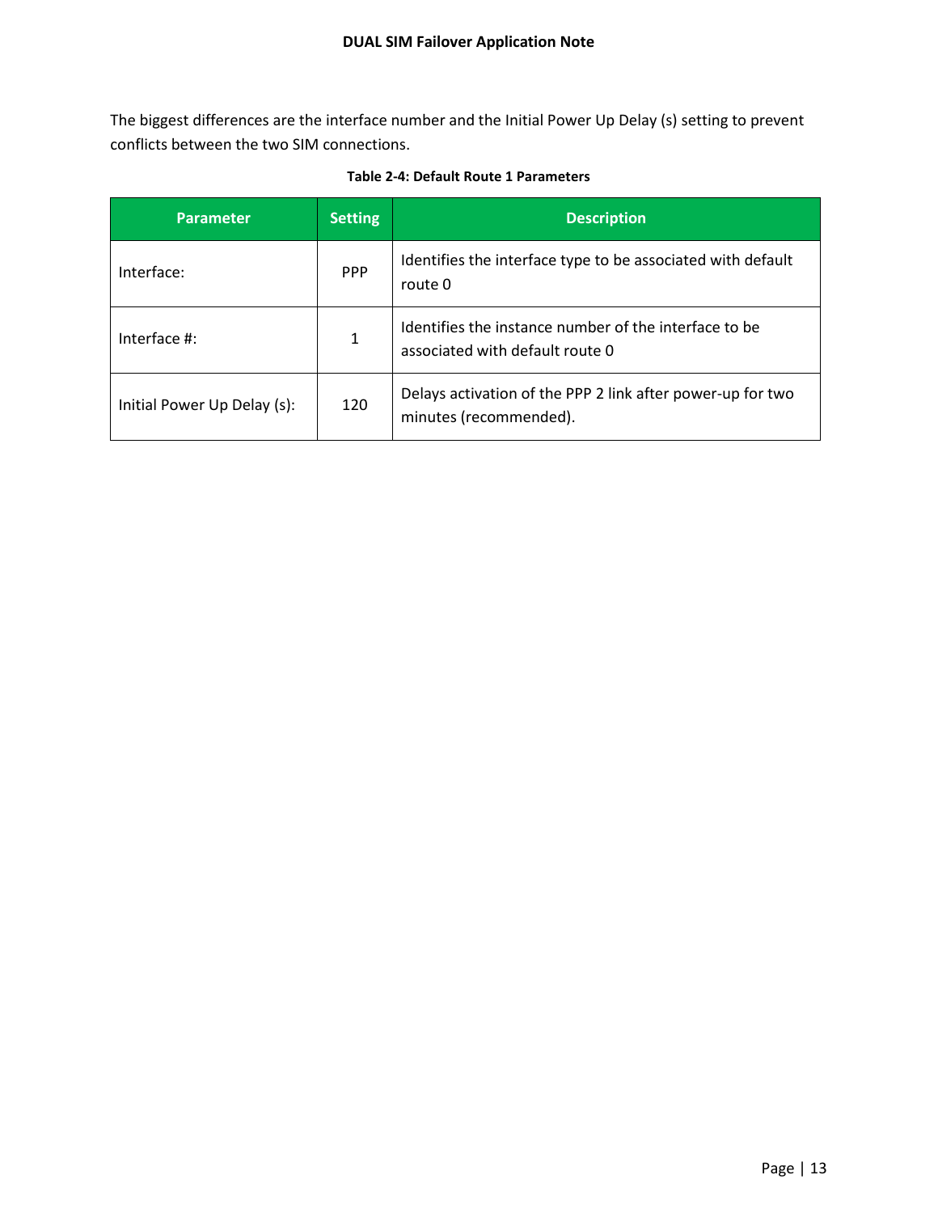The biggest differences are the interface number and the Initial Power Up Delay (s) setting to prevent conflicts between the two SIM connections.

**Table 2-4: Default Route 1 Parameters**

| Parameter | Setting | Description |
|---|---|---|
| Interface: | PPP | Identifies the interface type to be associated with default route 0 |
| Interface #: | 1 | Identifies the instance number of the interface to be associated with default route 0 |
| Initial Power Up Delay (s): | 120 | Delays activation of the PPP 2 link after power-up for two minutes (recommended). |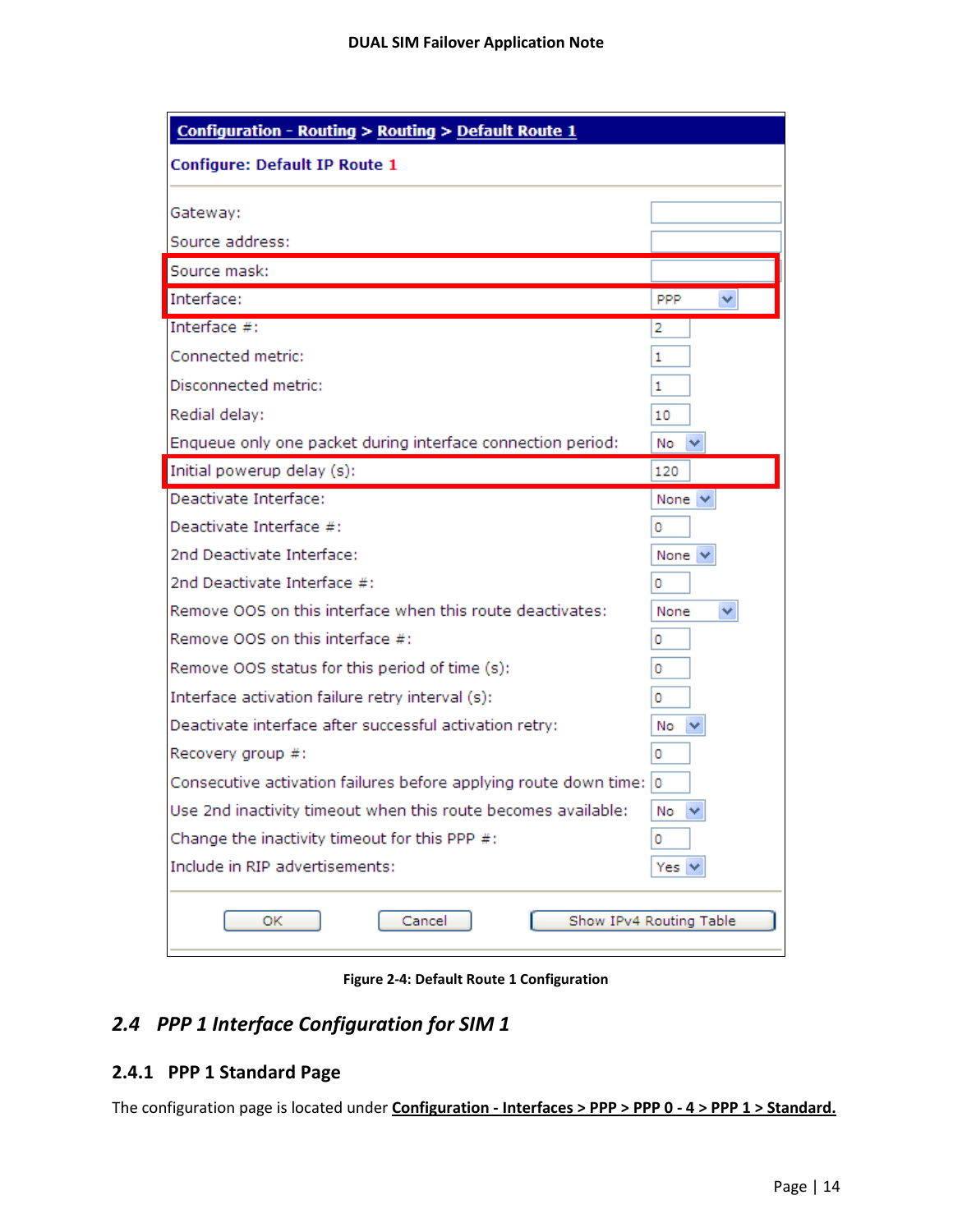**Configuration - Routing > Routing > Default Route 1**

**Configure: Default IP Route 1**

| Field | Value |
|---|---|
| Gateway: | |
| Source address: | |
| Source mask: | |
| Interface: | PPP |
| Interface #: | 2 |
| Connected metric: | 1 |
| Disconnected metric: | 1 |
| Redial delay: | 10 |
| Enqueue only one packet during interface connection period: | No |
| Initial powerup delay (s): | 120 |
| Deactivate Interface: | None |
| Deactivate Interface #: | 0 |
| 2nd Deactivate Interface: | None |
| 2nd Deactivate Interface #: | 0 |
| Remove OOS on this interface when this route deactivates: | None |
| Remove OOS on this interface #: | 0 |
| Remove OOS status for this period of time (s): | 0 |
| Interface activation failure retry interval (s): | 0 |
| Deactivate interface after successful activation retry: | No |
| Recovery group #: | 0 |
| Consecutive activation failures before applying route down time: | 0 |
| Use 2nd inactivity timeout when this route becomes available: | No |
| Change the inactivity timeout for this PPP #: | 0 |
| Include in RIP advertisements: | Yes |

OK | Cancel | Show IPv4 Routing Table

**Figure 2-4: Default Route 1 Configuration**

## 2.4 PPP 1 Interface Configuration for SIM 1

### 2.4.1 PPP 1 Standard Page

The configuration page is located under **Configuration - Interfaces > PPP > PPP 0 - 4 > PPP 1 > Standard.**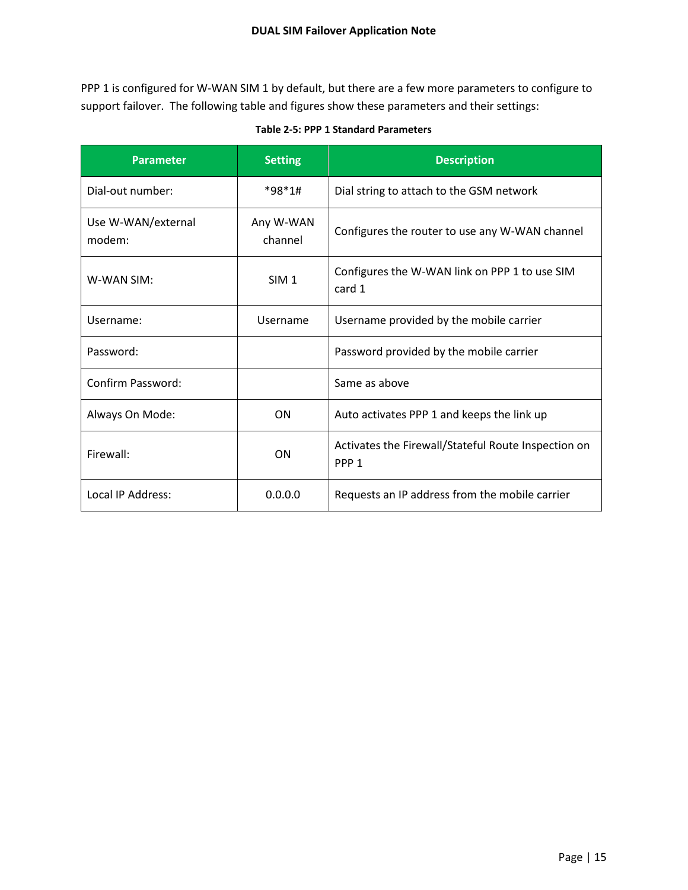PPP 1 is configured for W-WAN SIM 1 by default, but there are a few more parameters to configure to support failover. The following table and figures show these parameters and their settings:

**Table 2-5: PPP 1 Standard Parameters**

| Parameter | Setting | Description |
| --- | --- | --- |
| Dial-out number: | *98*1# | Dial string to attach to the GSM network |
| Use W-WAN/external modem: | Any W-WAN channel | Configures the router to use any W-WAN channel |
| W-WAN SIM: | SIM 1 | Configures the W-WAN link on PPP 1 to use SIM card 1 |
| Username: | Username | Username provided by the mobile carrier |
| Password: | | Password provided by the mobile carrier |
| Confirm Password: | | Same as above |
| Always On Mode: | ON | Auto activates PPP 1 and keeps the link up |
| Firewall: | ON | Activates the Firewall/Stateful Route Inspection on PPP 1 |
| Local IP Address: | 0.0.0.0 | Requests an IP address from the mobile carrier |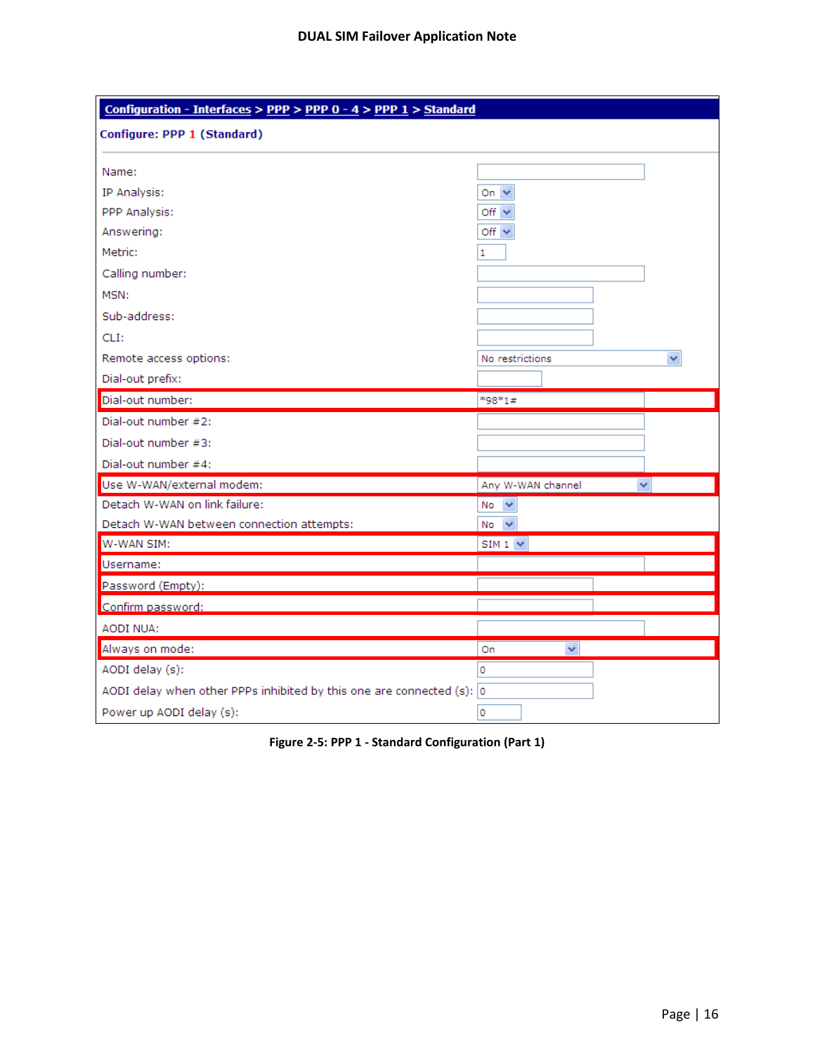**Configuration - Interfaces > PPP > PPP 0 - 4 > PPP 1 > Standard**

**Configure: PPP 1 (Standard)**

| Field | Value |
|---|---|
| Name: | |
| IP Analysis: | On |
| PPP Analysis: | Off |
| Answering: | Off |
| Metric: | 1 |
| Calling number: | |
| MSN: | |
| Sub-address: | |
| CLI: | |
| Remote access options: | No restrictions |
| Dial-out prefix: | |
| Dial-out number: | *98*1# |
| Dial-out number #2: | |
| Dial-out number #3: | |
| Dial-out number #4: | |
| Use W-WAN/external modem: | Any W-WAN channel |
| Detach W-WAN on link failure: | No |
| Detach W-WAN between connection attempts: | No |
| W-WAN SIM: | SIM 1 |
| Username: | |
| Password (Empty): | |
| Confirm password: | |
| AODI NUA: | |
| Always on mode: | On |
| AODI delay (s): | 0 |
| AODI delay when other PPPs inhibited by this one are connected (s): | 0 |
| Power up AODI delay (s): | 0 |

**Figure 2-5: PPP 1 - Standard Configuration (Part 1)**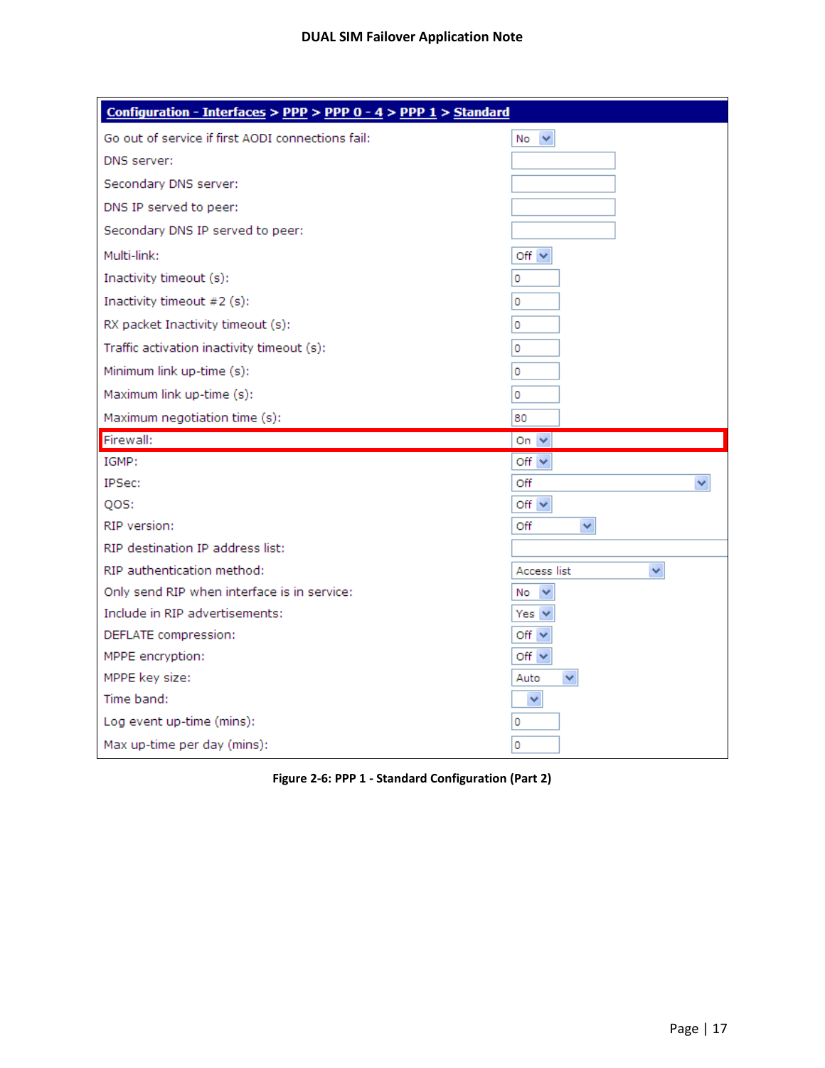| Configuration - Interfaces > PPP > PPP 0 - 4 > PPP 1 > Standard | |
|---|---|
| Go out of service if first AODI connections fail: | No |
| DNS server: | |
| Secondary DNS server: | |
| DNS IP served to peer: | |
| Secondary DNS IP served to peer: | |
| Multi-link: | Off |
| Inactivity timeout (s): | 0 |
| Inactivity timeout #2 (s): | 0 |
| RX packet Inactivity timeout (s): | 0 |
| Traffic activation inactivity timeout (s): | 0 |
| Minimum link up-time (s): | 0 |
| Maximum link up-time (s): | 0 |
| Maximum negotiation time (s): | 80 |
| Firewall: | On |
| IGMP: | Off |
| IPSec: | Off |
| QOS: | Off |
| RIP version: | Off |
| RIP destination IP address list: | |
| RIP authentication method: | Access list |
| Only send RIP when interface is in service: | No |
| Include in RIP advertisements: | Yes |
| DEFLATE compression: | Off |
| MPPE encryption: | Off |
| MPPE key size: | Auto |
| Time band: | |
| Log event up-time (mins): | 0 |
| Max up-time per day (mins): | 0 |

**Figure 2-6: PPP 1 - Standard Configuration (Part 2)**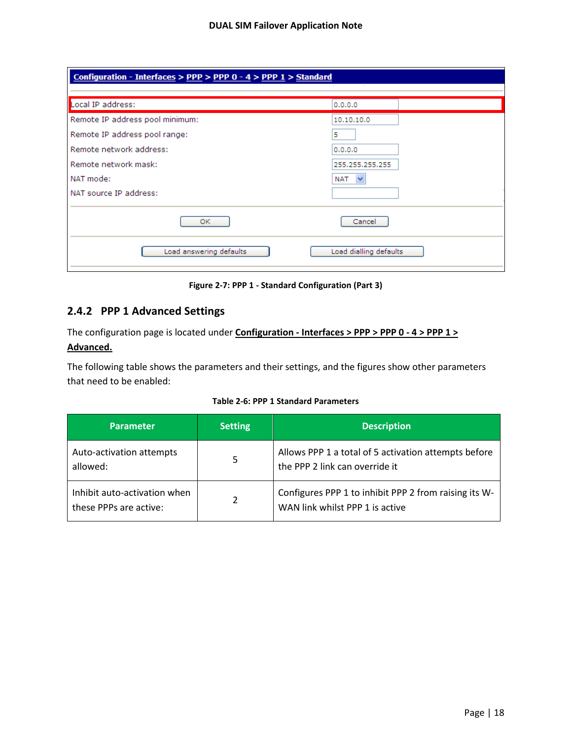| Configuration - Interfaces > PPP > PPP 0 - 4 > PPP 1 > Standard | |
|---|---|
| Local IP address: | 0.0.0.0 |
| Remote IP address pool minimum: | 10.10.10.0 |
| Remote IP address pool range: | 5 |
| Remote network address: | 0.0.0.0 |
| Remote network mask: | 255.255.255.255 |
| NAT mode: | NAT |
| NAT source IP address: | |
| OK | Cancel |
| Load answering defaults | Load dialling defaults |

**Figure 2-7: PPP 1 - Standard Configuration (Part 3)**

### 2.4.2 PPP 1 Advanced Settings

The configuration page is located under **Configuration - Interfaces > PPP > PPP 0 - 4 > PPP 1 > Advanced.**

The following table shows the parameters and their settings, and the figures show other parameters that need to be enabled:

**Table 2-6: PPP 1 Standard Parameters**

| Parameter | Setting | Description |
|---|---|---|
| Auto-activation attempts allowed: | 5 | Allows PPP 1 a total of 5 activation attempts before the PPP 2 link can override it |
| Inhibit auto-activation when these PPPs are active: | 2 | Configures PPP 1 to inhibit PPP 2 from raising its W-WAN link whilst PPP 1 is active |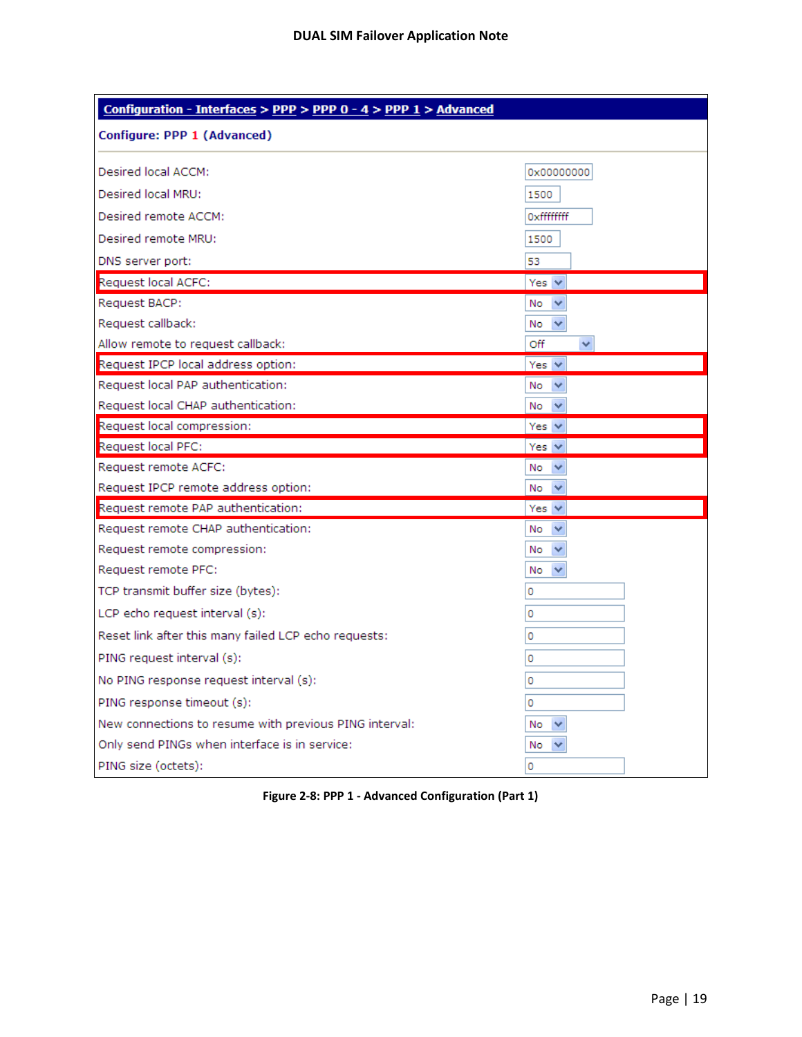**Configuration - Interfaces > PPP > PPP 0 - 4 > PPP 1 > Advanced**

**Configure: PPP 1 (Advanced)**

| Setting | Value |
|---|---|
| Desired local ACCM: | 0x00000000 |
| Desired local MRU: | 1500 |
| Desired remote ACCM: | 0xffffffff |
| Desired remote MRU: | 1500 |
| DNS server port: | 53 |
| Request local ACFC: | Yes |
| Request BACP: | No |
| Request callback: | No |
| Allow remote to request callback: | Off |
| Request IPCP local address option: | Yes |
| Request local PAP authentication: | No |
| Request local CHAP authentication: | No |
| Request local compression: | Yes |
| Request local PFC: | Yes |
| Request remote ACFC: | No |
| Request IPCP remote address option: | No |
| Request remote PAP authentication: | Yes |
| Request remote CHAP authentication: | No |
| Request remote compression: | No |
| Request remote PFC: | No |
| TCP transmit buffer size (bytes): | 0 |
| LCP echo request interval (s): | 0 |
| Reset link after this many failed LCP echo requests: | 0 |
| PING request interval (s): | 0 |
| No PING response request interval (s): | 0 |
| PING response timeout (s): | 0 |
| New connections to resume with previous PING interval: | No |
| Only send PINGs when interface is in service: | No |
| PING size (octets): | 0 |

**Figure 2-8: PPP 1 - Advanced Configuration (Part 1)**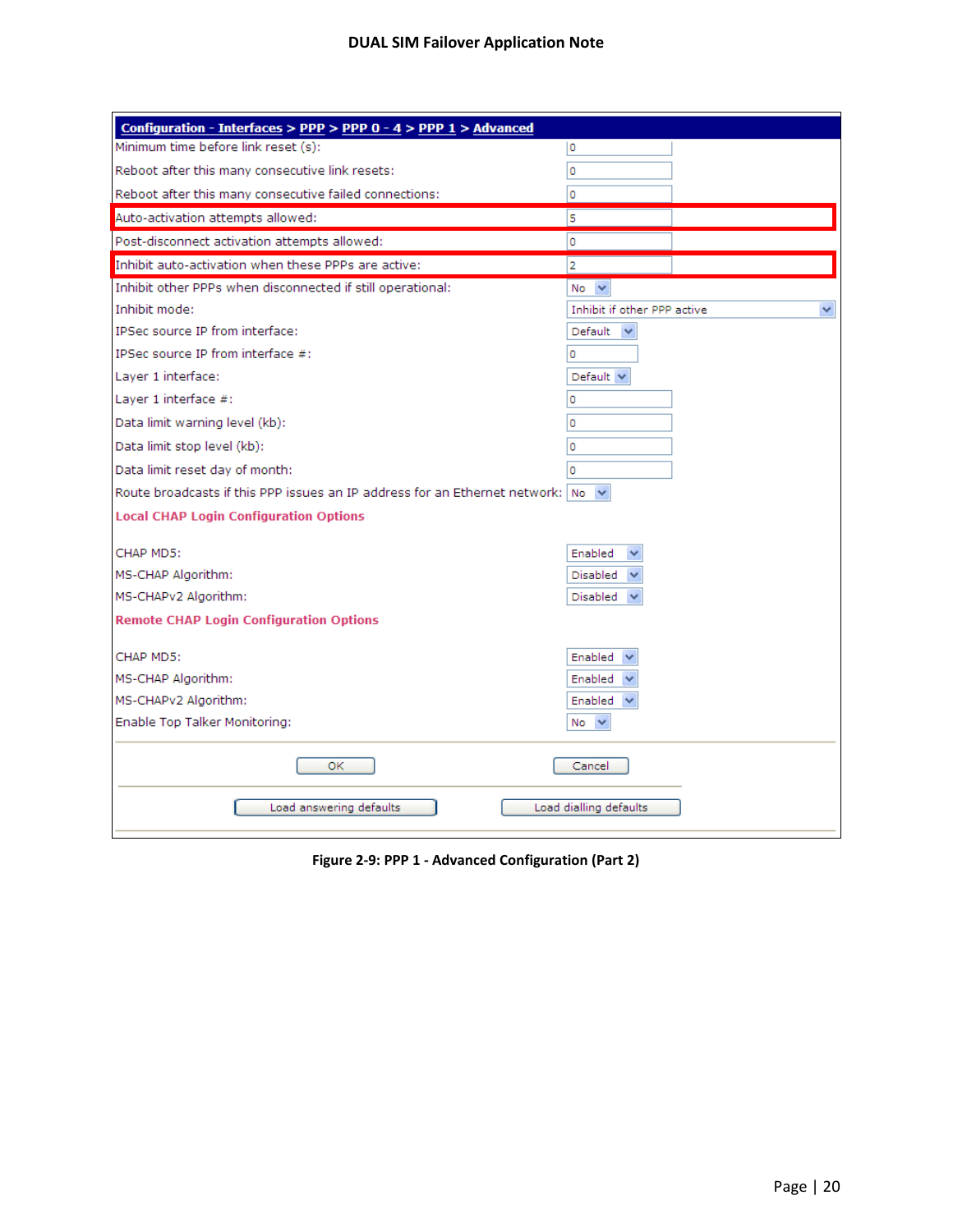**Configuration - Interfaces > PPP > PPP 0 - 4 > PPP 1 > Advanced**

| Setting | Value |
| --- | --- |
| Minimum time before link reset (s): | 0 |
| Reboot after this many consecutive link resets: | 0 |
| Reboot after this many consecutive failed connections: | 0 |
| Auto-activation attempts allowed: | 5 |
| Post-disconnect activation attempts allowed: | 0 |
| Inhibit auto-activation when these PPPs are active: | 2 |
| Inhibit other PPPs when disconnected if still operational: | No |
| Inhibit mode: | Inhibit if other PPP active |
| IPSec source IP from interface: | Default |
| IPSec source IP from interface #: | 0 |
| Layer 1 interface: | Default |
| Layer 1 interface #: | 0 |
| Data limit warning level (kb): | 0 |
| Data limit stop level (kb): | 0 |
| Data limit reset day of month: | 0 |
| Route broadcasts if this PPP issues an IP address for an Ethernet network: | No |

**Local CHAP Login Configuration Options**

| Setting | Value |
| --- | --- |
| CHAP MD5: | Enabled |
| MS-CHAP Algorithm: | Disabled |
| MS-CHAPv2 Algorithm: | Disabled |

**Remote CHAP Login Configuration Options**

| Setting | Value |
| --- | --- |
| CHAP MD5: | Enabled |
| MS-CHAP Algorithm: | Enabled |
| MS-CHAPv2 Algorithm: | Enabled |
| Enable Top Talker Monitoring: | No |

OK | Cancel

Load answering defaults | Load dialling defaults

**Figure 2-9: PPP 1 - Advanced Configuration (Part 2)**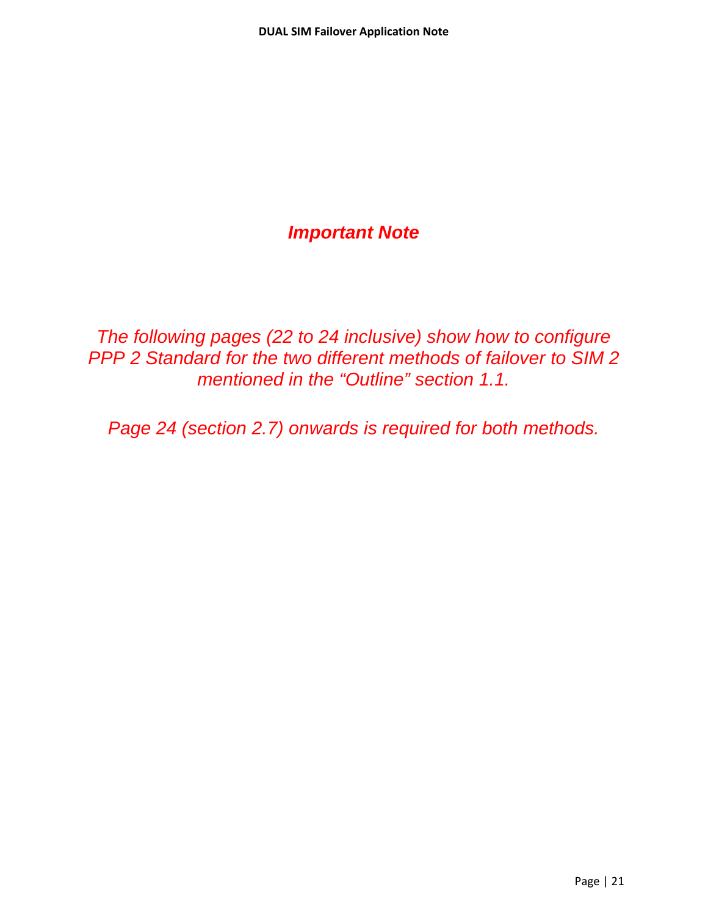***Important Note***

*The following pages (22 to 24 inclusive) show how to configure PPP 2 Standard for the two different methods of failover to SIM 2 mentioned in the “Outline” section 1.1.*

*Page 24 (section 2.7) onwards is required for both methods.*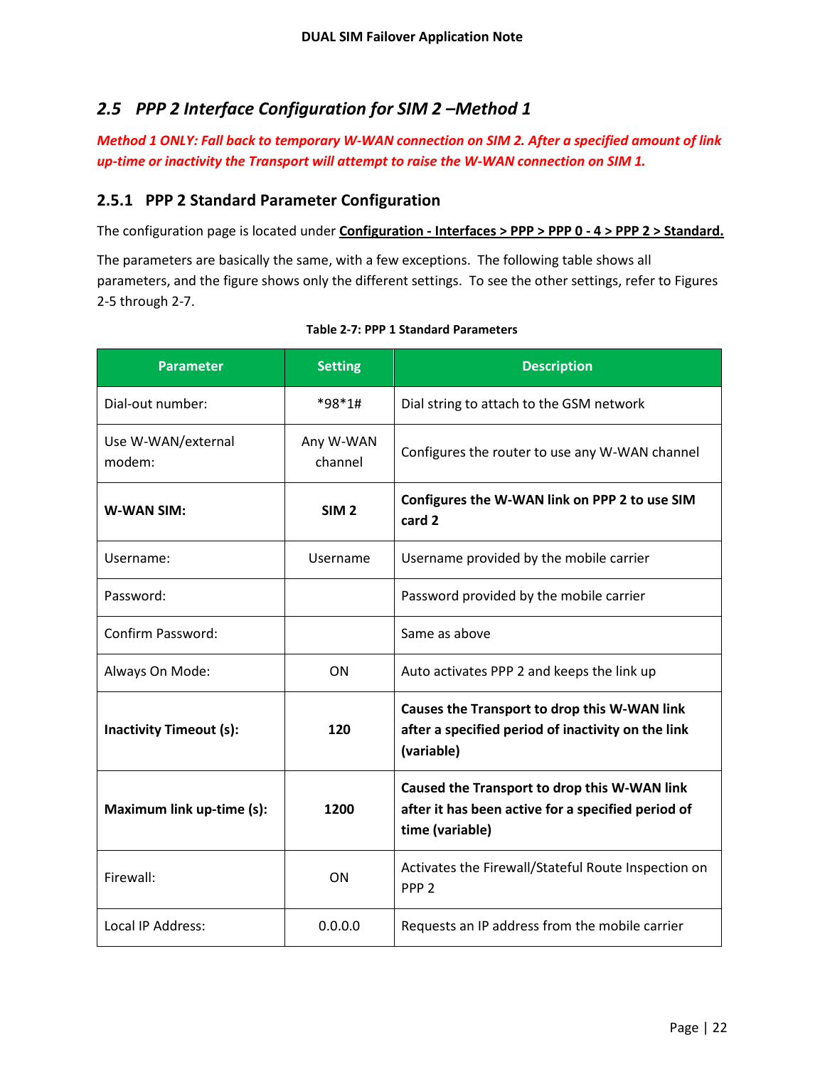## 2.5 *PPP 2 Interface Configuration for SIM 2 –Method 1*

***Method 1 ONLY: Fall back to temporary W-WAN connection on SIM 2. After a specified amount of link up-time or inactivity the Transport will attempt to raise the W-WAN connection on SIM 1.***

### 2.5.1 PPP 2 Standard Parameter Configuration

The configuration page is located under **Configuration - Interfaces > PPP > PPP 0 - 4 > PPP 2 > Standard.**

The parameters are basically the same, with a few exceptions. The following table shows all parameters, and the figure shows only the different settings. To see the other settings, refer to Figures 2-5 through 2-7.

**Table 2-7: PPP 1 Standard Parameters**

| Parameter | Setting | Description |
|---|---|---|
| Dial-out number: | *98*1# | Dial string to attach to the GSM network |
| Use W-WAN/external modem: | Any W-WAN channel | Configures the router to use any W-WAN channel |
| **W-WAN SIM:** | **SIM 2** | **Configures the W-WAN link on PPP 2 to use SIM card 2** |
| Username: | Username | Username provided by the mobile carrier |
| Password: | | Password provided by the mobile carrier |
| Confirm Password: | | Same as above |
| Always On Mode: | ON | Auto activates PPP 2 and keeps the link up |
| **Inactivity Timeout (s):** | **120** | **Causes the Transport to drop this W-WAN link after a specified period of inactivity on the link (variable)** |
| **Maximum link up-time (s):** | **1200** | **Caused the Transport to drop this W-WAN link after it has been active for a specified period of time (variable)** |
| Firewall: | ON | Activates the Firewall/Stateful Route Inspection on PPP 2 |
| Local IP Address: | 0.0.0.0 | Requests an IP address from the mobile carrier |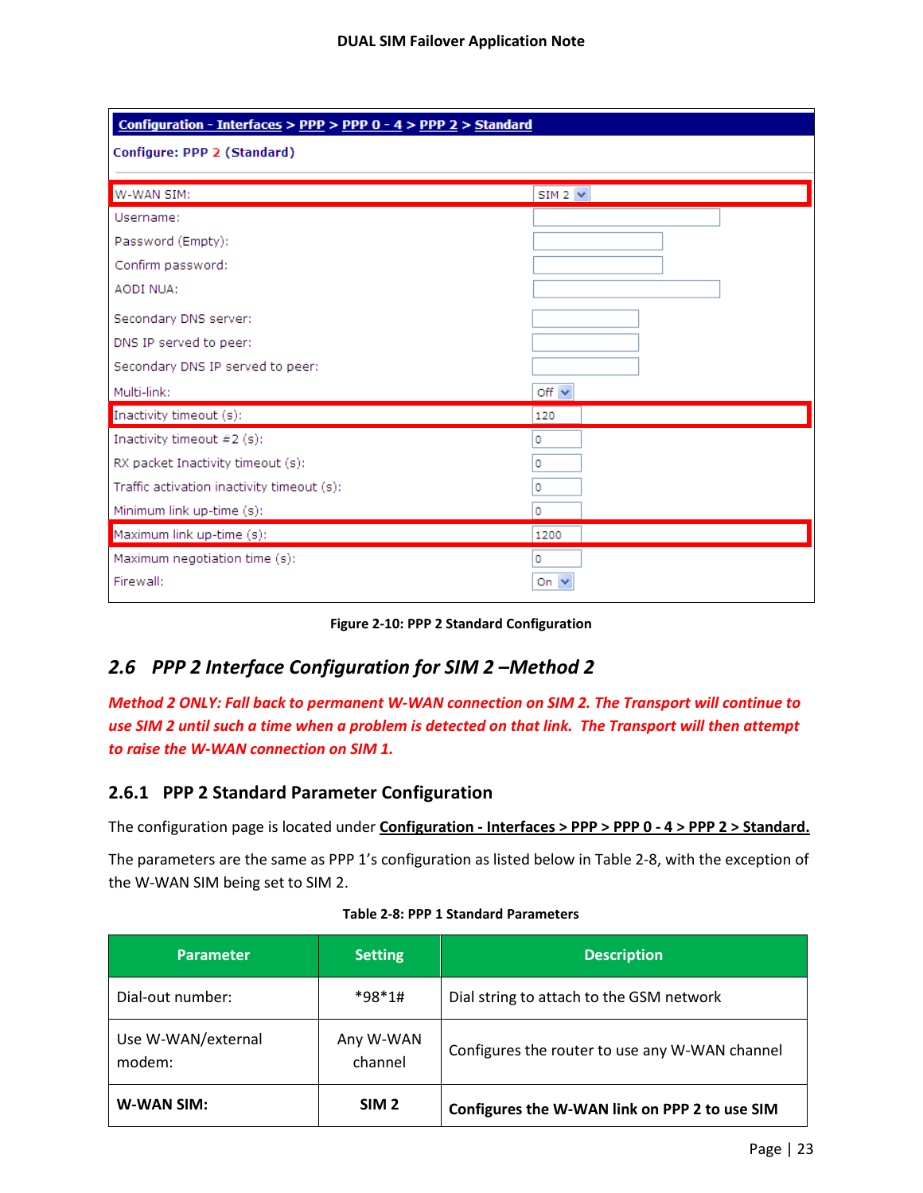| Configuration - Interfaces > PPP > PPP 0 - 4 > PPP 2 > Standard | |
|---|---|
| **Configure: PPP 2 (Standard)** | |
| W-WAN SIM: | SIM 2 |
| Username: | |
| Password (Empty): | |
| Confirm password: | |
| AODI NUA: | |
| Secondary DNS server: | |
| DNS IP served to peer: | |
| Secondary DNS IP served to peer: | |
| Multi-link: | Off |
| Inactivity timeout (s): | 120 |
| Inactivity timeout #2 (s): | 0 |
| RX packet Inactivity timeout (s): | 0 |
| Traffic activation inactivity timeout (s): | 0 |
| Minimum link up-time (s): | 0 |
| Maximum link up-time (s): | 1200 |
| Maximum negotiation time (s): | 0 |
| Firewall: | On |

**Figure 2-10: PPP 2 Standard Configuration**

## 2.6 PPP 2 Interface Configuration for SIM 2 –Method 2

***Method 2 ONLY: Fall back to permanent W-WAN connection on SIM 2. The Transport will continue to use SIM 2 until such a time when a problem is detected on that link. The Transport will then attempt to raise the W-WAN connection on SIM 1.***

### 2.6.1 PPP 2 Standard Parameter Configuration

The configuration page is located under **Configuration - Interfaces > PPP > PPP 0 - 4 > PPP 2 > Standard.**

The parameters are the same as PPP 1's configuration as listed below in Table 2-8, with the exception of the W-WAN SIM being set to SIM 2.

**Table 2-8: PPP 1 Standard Parameters**

| Parameter | Setting | Description |
|---|---|---|
| Dial-out number: | *98*1# | Dial string to attach to the GSM network |
| Use W-WAN/external modem: | Any W-WAN channel | Configures the router to use any W-WAN channel |
| **W-WAN SIM:** | **SIM 2** | **Configures the W-WAN link on PPP 2 to use SIM** |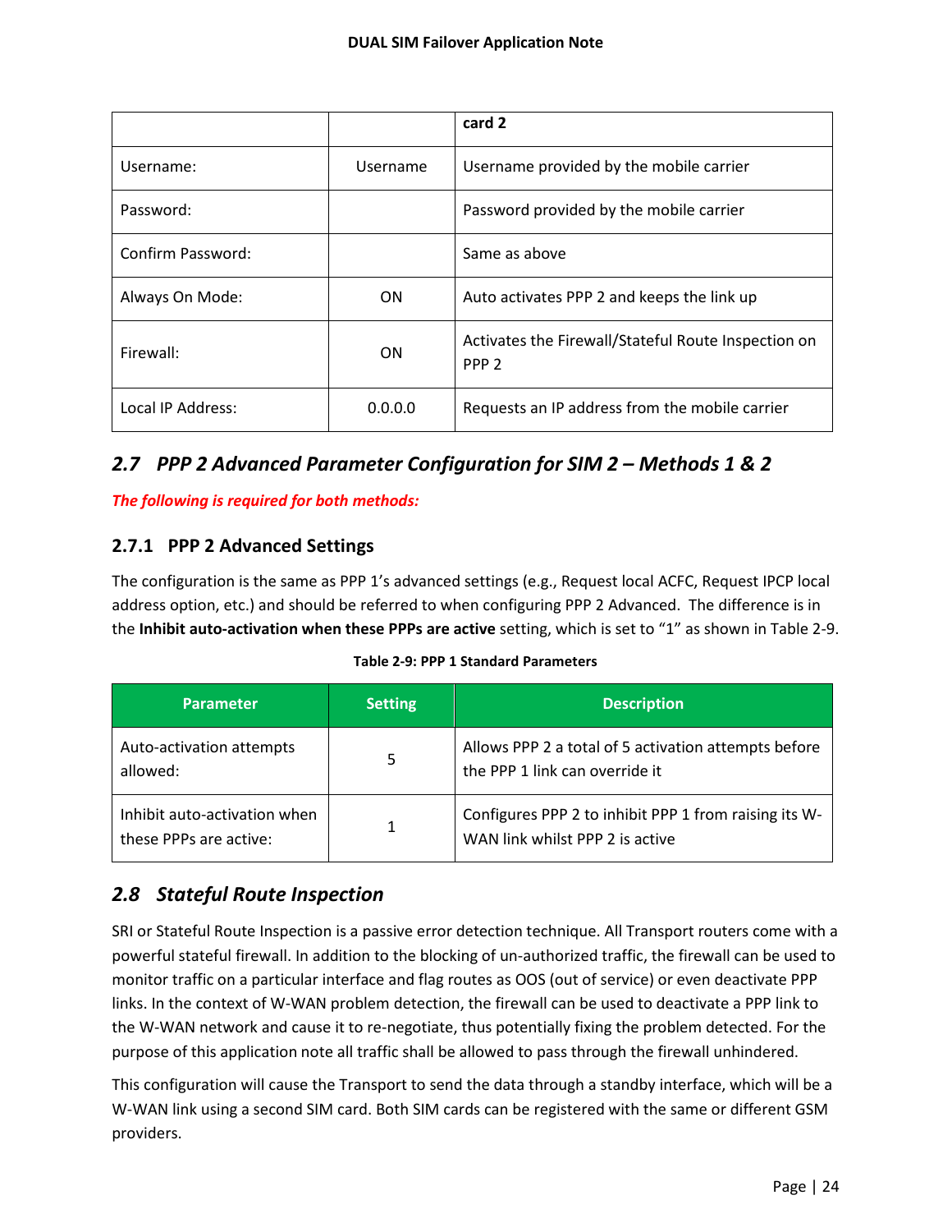|  |  | **card 2** |
| --- | --- | --- |
| Username: | Username | Username provided by the mobile carrier |
| Password: |  | Password provided by the mobile carrier |
| Confirm Password: |  | Same as above |
| Always On Mode: | ON | Auto activates PPP 2 and keeps the link up |
| Firewall: | ON | Activates the Firewall/Stateful Route Inspection on PPP 2 |
| Local IP Address: | 0.0.0.0 | Requests an IP address from the mobile carrier |

## *2.7 PPP 2 Advanced Parameter Configuration for SIM 2 – Methods 1 & 2*

***The following is required for both methods:***

### 2.7.1 PPP 2 Advanced Settings

The configuration is the same as PPP 1's advanced settings (e.g., Request local ACFC, Request IPCP local address option, etc.) and should be referred to when configuring PPP 2 Advanced. The difference is in the **Inhibit auto-activation when these PPPs are active** setting, which is set to "1" as shown in Table 2-9.

**Table 2-9: PPP 1 Standard Parameters**

| Parameter | Setting | Description |
| --- | --- | --- |
| Auto-activation attempts allowed: | 5 | Allows PPP 2 a total of 5 activation attempts before the PPP 1 link can override it |
| Inhibit auto-activation when these PPPs are active: | 1 | Configures PPP 2 to inhibit PPP 1 from raising its W-WAN link whilst PPP 2 is active |

## *2.8 Stateful Route Inspection*

SRI or Stateful Route Inspection is a passive error detection technique. All Transport routers come with a powerful stateful firewall. In addition to the blocking of un-authorized traffic, the firewall can be used to monitor traffic on a particular interface and flag routes as OOS (out of service) or even deactivate PPP links. In the context of W-WAN problem detection, the firewall can be used to deactivate a PPP link to the W-WAN network and cause it to re-negotiate, thus potentially fixing the problem detected. For the purpose of this application note all traffic shall be allowed to pass through the firewall unhindered.

This configuration will cause the Transport to send the data through a standby interface, which will be a W-WAN link using a second SIM card. Both SIM cards can be registered with the same or different GSM providers.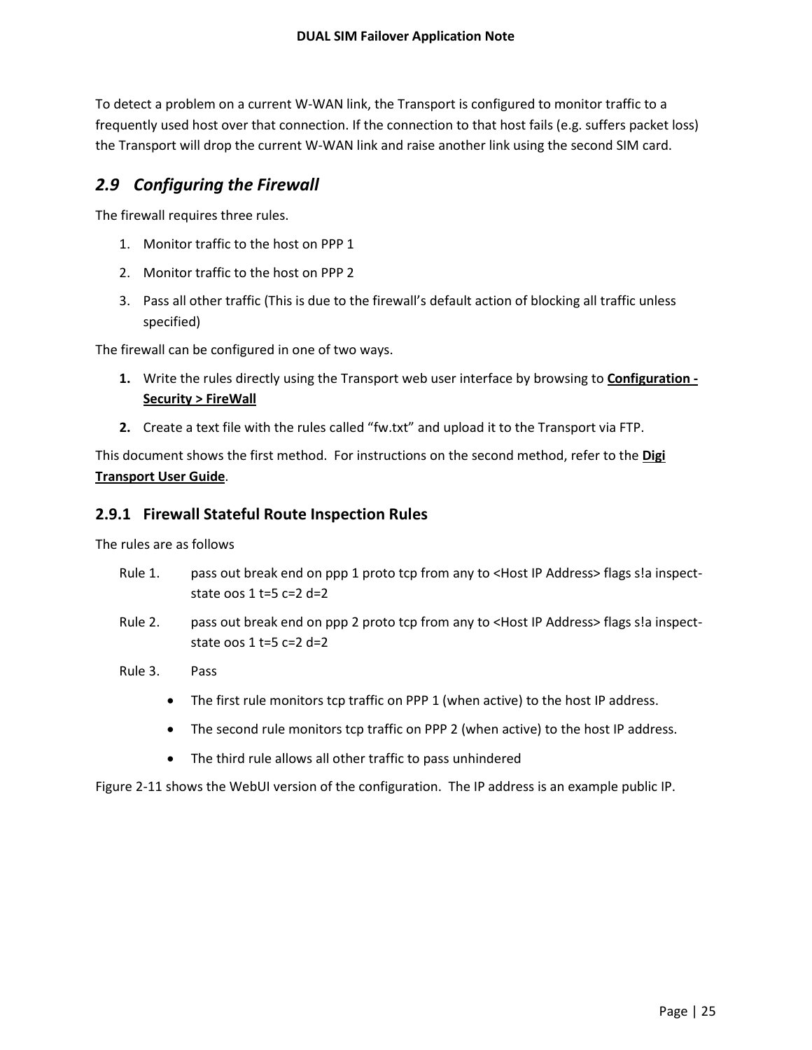To detect a problem on a current W-WAN link, the Transport is configured to monitor traffic to a frequently used host over that connection. If the connection to that host fails (e.g. suffers packet loss) the Transport will drop the current W-WAN link and raise another link using the second SIM card.

## *2.9 Configuring the Firewall*

The firewall requires three rules.

1. Monitor traffic to the host on PPP 1
2. Monitor traffic to the host on PPP 2
3. Pass all other traffic (This is due to the firewall's default action of blocking all traffic unless specified)

The firewall can be configured in one of two ways.

1. Write the rules directly using the Transport web user interface by browsing to **Configuration - Security > FireWall**
2. Create a text file with the rules called "fw.txt" and upload it to the Transport via FTP.

This document shows the first method. For instructions on the second method, refer to the **Digi Transport User Guide**.

### 2.9.1 Firewall Stateful Route Inspection Rules

The rules are as follows

Rule 1. pass out break end on ppp 1 proto tcp from any to <Host IP Address> flags s!a inspect-state oos 1 t=5 c=2 d=2

Rule 2. pass out break end on ppp 2 proto tcp from any to <Host IP Address> flags s!a inspect-state oos 1 t=5 c=2 d=2

Rule 3. Pass

- The first rule monitors tcp traffic on PPP 1 (when active) to the host IP address.
- The second rule monitors tcp traffic on PPP 2 (when active) to the host IP address.
- The third rule allows all other traffic to pass unhindered

Figure 2-11 shows the WebUI version of the configuration. The IP address is an example public IP.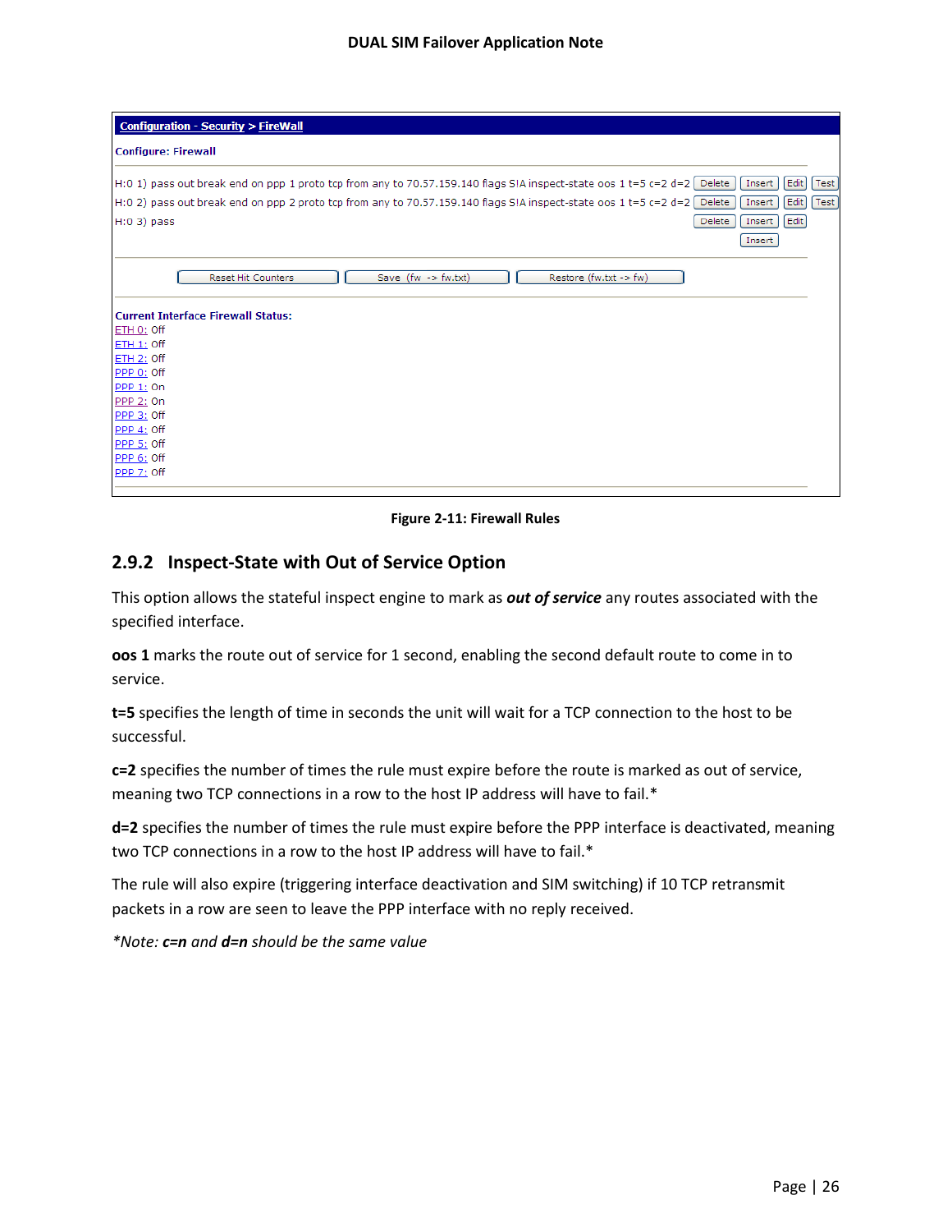Configuration - Security > FireWall

Configure: Firewall

H:0 1) pass out break end on ppp 1 proto tcp from any to 70.57.159.140 flags S!A inspect-state oos 1 t=5 c=2 d=2 [Delete] [Insert] [Edit] [Test]
H:0 2) pass out break end on ppp 2 proto tcp from any to 70.57.159.140 flags S!A inspect-state oos 1 t=5 c=2 d=2 [Delete] [Insert] [Edit] [Test]
H:0 3) pass [Delete] [Insert] [Edit]
[Insert]

[Reset Hit Counters] [Save (fw -> fw.txt)] [Restore (fw.txt -> fw)]

Current Interface Firewall Status:
ETH 0: Off
ETH 1: Off
ETH 2: Off
PPP 0: Off
PPP 1: On
PPP 2: On
PPP 3: Off
PPP 4: Off
PPP 5: Off
PPP 6: Off
PPP 7: Off

**Figure 2-11: Firewall Rules**

## 2.9.2 Inspect-State with Out of Service Option

This option allows the stateful inspect engine to mark as ***out of service*** any routes associated with the specified interface.

**oos 1** marks the route out of service for 1 second, enabling the second default route to come in to service.

**t=5** specifies the length of time in seconds the unit will wait for a TCP connection to the host to be successful.

**c=2** specifies the number of times the rule must expire before the route is marked as out of service, meaning two TCP connections in a row to the host IP address will have to fail.*

**d=2** specifies the number of times the rule must expire before the PPP interface is deactivated, meaning two TCP connections in a row to the host IP address will have to fail.*

The rule will also expire (triggering interface deactivation and SIM switching) if 10 TCP retransmit packets in a row are seen to leave the PPP interface with no reply received.

*\*Note: **c=n** and **d=n** should be the same value*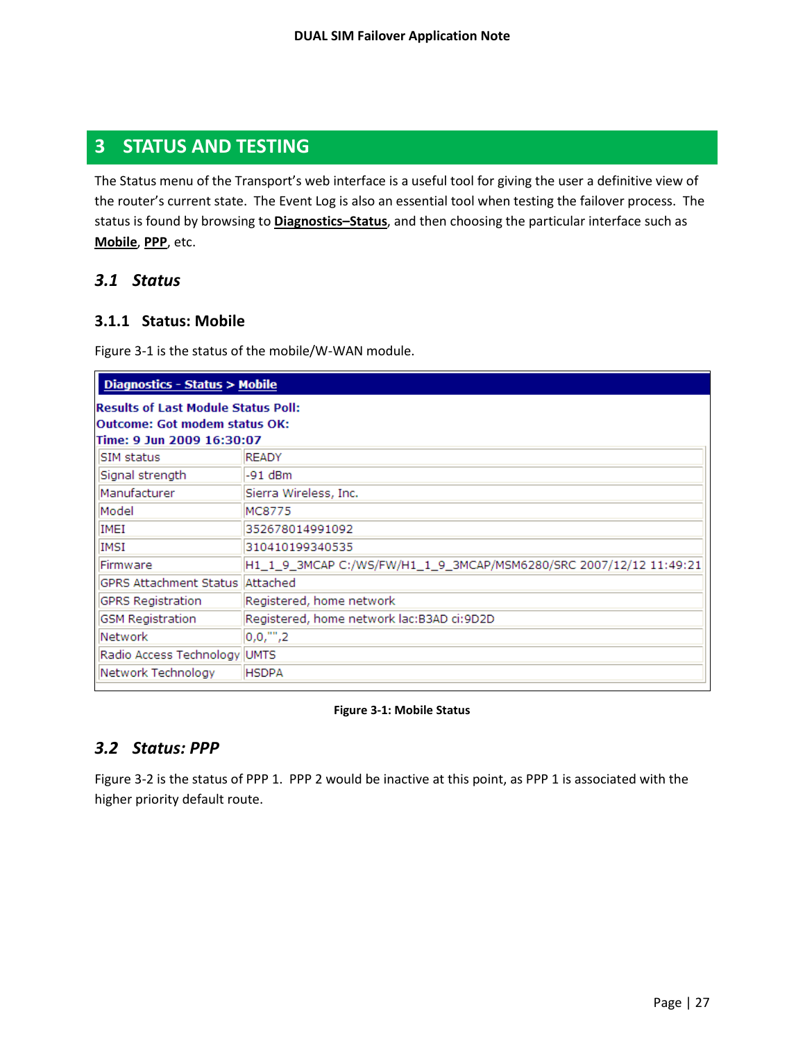# 3 STATUS AND TESTING

The Status menu of the Transport's web interface is a useful tool for giving the user a definitive view of the router's current state. The Event Log is also an essential tool when testing the failover process. The status is found by browsing to **Diagnostics–Status**, and then choosing the particular interface such as **Mobile**, **PPP**, etc.

## 3.1 *Status*

### 3.1.1 Status: Mobile

Figure 3-1 is the status of the mobile/W-WAN module.

**Diagnostics - Status > Mobile**

**Results of Last Module Status Poll:**
**Outcome: Got modem status OK:**
**Time: 9 Jun 2009 16:30:07**

| | |
|---|---|
| SIM status | READY |
| Signal strength | -91 dBm |
| Manufacturer | Sierra Wireless, Inc. |
| Model | MC8775 |
| IMEI | 352678014991092 |
| IMSI | 310410199340535 |
| Firmware | H1_1_9_3MCAP C:/WS/FW/H1_1_9_3MCAP/MSM6280/SRC 2007/12/12 11:49:21 |
| GPRS Attachment Status | Attached |
| GPRS Registration | Registered, home network |
| GSM Registration | Registered, home network lac:B3AD ci:9D2D |
| Network | 0,0,"",2 |
| Radio Access Technology | UMTS |
| Network Technology | HSDPA |

**Figure 3-1: Mobile Status**

## 3.2 *Status: PPP*

Figure 3-2 is the status of PPP 1. PPP 2 would be inactive at this point, as PPP 1 is associated with the higher priority default route.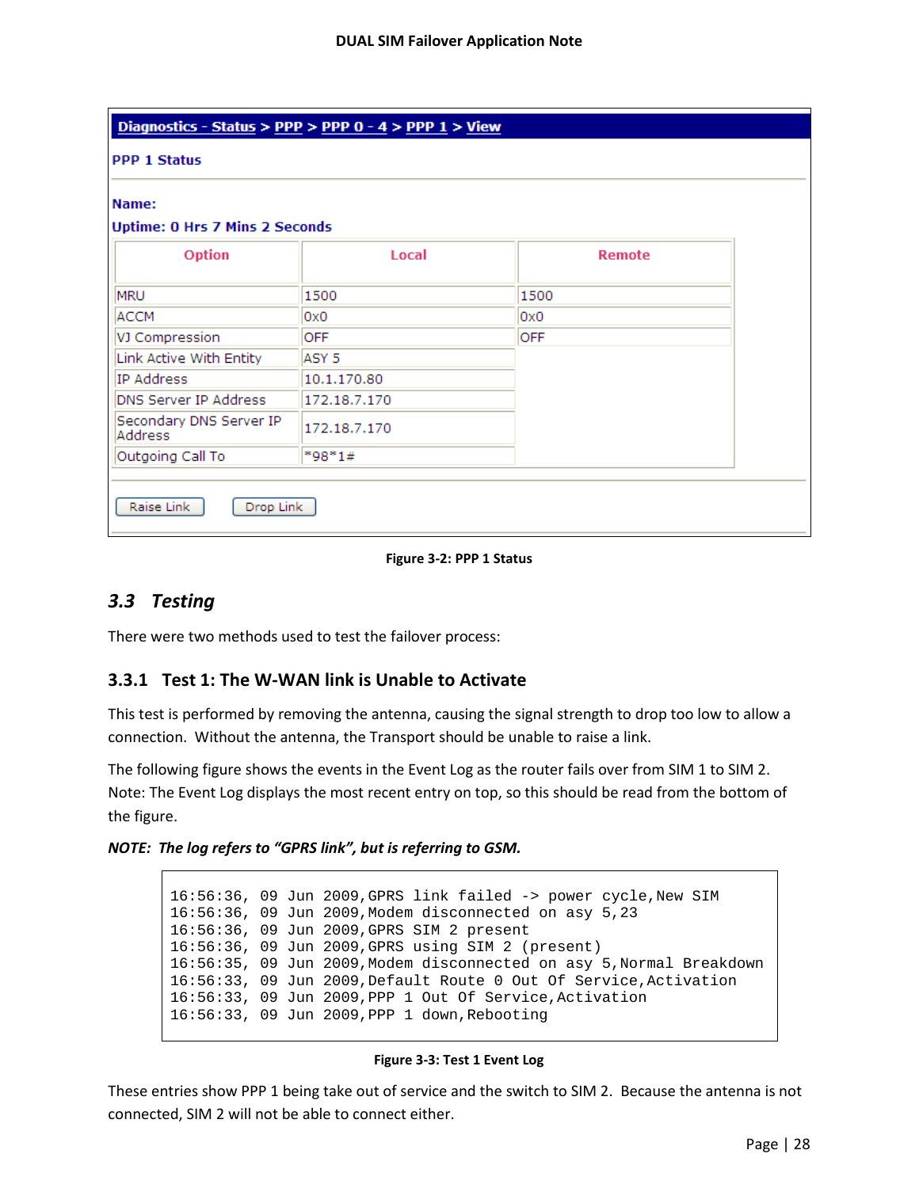**Diagnostics - Status > PPP > PPP 0 - 4 > PPP 1 > View**

**PPP 1 Status**

**Name:**

**Uptime: 0 Hrs 7 Mins 2 Seconds**

| Option | Local | Remote |
|---|---|---|
| MRU | 1500 | 1500 |
| ACCM | 0x0 | 0x0 |
| VJ Compression | OFF | OFF |
| Link Active With Entity | ASY 5 | |
| IP Address | 10.1.170.80 | |
| DNS Server IP Address | 172.18.7.170 | |
| Secondary DNS Server IP Address | 172.18.7.170 | |
| Outgoing Call To | *98*1# | |

Raise Link    Drop Link

**Figure 3-2: PPP 1 Status**

## *3.3 Testing*

There were two methods used to test the failover process:

### 3.3.1 Test 1: The W-WAN link is Unable to Activate

This test is performed by removing the antenna, causing the signal strength to drop too low to allow a connection. Without the antenna, the Transport should be unable to raise a link.

The following figure shows the events in the Event Log as the router fails over from SIM 1 to SIM 2. Note: The Event Log displays the most recent entry on top, so this should be read from the bottom of the figure.

***NOTE: The log refers to "GPRS link", but is referring to GSM.***

```
16:56:36, 09 Jun 2009,GPRS link failed -> power cycle,New SIM
16:56:36, 09 Jun 2009,Modem disconnected on asy 5,23
16:56:36, 09 Jun 2009,GPRS SIM 2 present
16:56:36, 09 Jun 2009,GPRS using SIM 2 (present)
16:56:35, 09 Jun 2009,Modem disconnected on asy 5,Normal Breakdown
16:56:33, 09 Jun 2009,Default Route 0 Out Of Service,Activation
16:56:33, 09 Jun 2009,PPP 1 Out Of Service,Activation
16:56:33, 09 Jun 2009,PPP 1 down,Rebooting
```

**Figure 3-3: Test 1 Event Log**

These entries show PPP 1 being take out of service and the switch to SIM 2. Because the antenna is not connected, SIM 2 will not be able to connect either.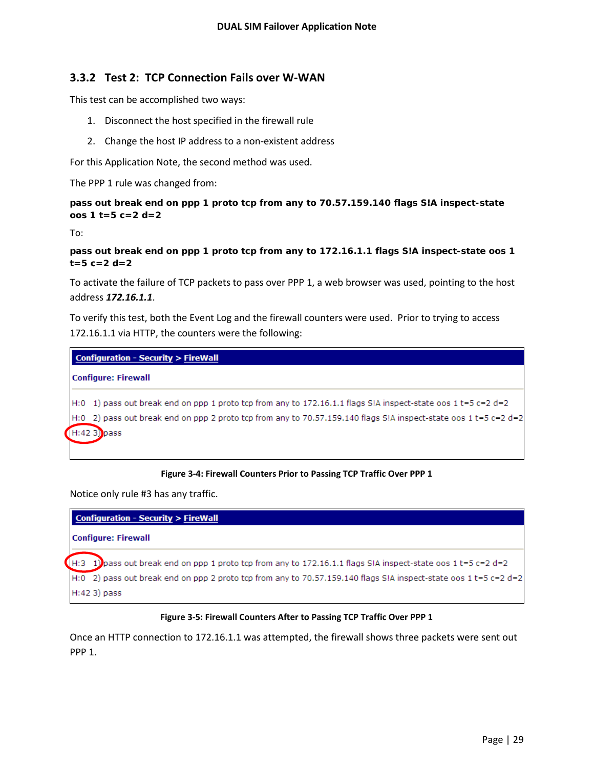### 3.3.2 Test 2: TCP Connection Fails over W-WAN

This test can be accomplished two ways:

1. Disconnect the host specified in the firewall rule
2. Change the host IP address to a non-existent address

For this Application Note, the second method was used.

The PPP 1 rule was changed from:

**pass out break end on ppp 1 proto tcp from any to 70.57.159.140 flags S!A inspect-state oos 1 t=5 c=2 d=2**

To:

**pass out break end on ppp 1 proto tcp from any to 172.16.1.1 flags S!A inspect-state oos 1 t=5 c=2 d=2**

To activate the failure of TCP packets to pass over PPP 1, a web browser was used, pointing to the host address ***172.16.1.1***.

To verify this test, both the Event Log and the firewall counters were used. Prior to trying to access 172.16.1.1 via HTTP, the counters were the following:

```
Configuration - Security > FireWall

Configure: Firewall

H:0  1) pass out break end on ppp 1 proto tcp from any to 172.16.1.1 flags S!A inspect-state oos 1 t=5 c=2 d=2
H:0  2) pass out break end on ppp 2 proto tcp from any to 70.57.159.140 flags S!A inspect-state oos 1 t=5 c=2 d=2
H:42 3) pass
```

**Figure 3-4: Firewall Counters Prior to Passing TCP Traffic Over PPP 1**

Notice only rule #3 has any traffic.

```
Configuration - Security > FireWall

Configure: Firewall

H:3  1) pass out break end on ppp 1 proto tcp from any to 172.16.1.1 flags S!A inspect-state oos 1 t=5 c=2 d=2
H:0  2) pass out break end on ppp 2 proto tcp from any to 70.57.159.140 flags S!A inspect-state oos 1 t=5 c=2 d=2
H:42 3) pass
```

**Figure 3-5: Firewall Counters After to Passing TCP Traffic Over PPP 1**

Once an HTTP connection to 172.16.1.1 was attempted, the firewall shows three packets were sent out PPP 1.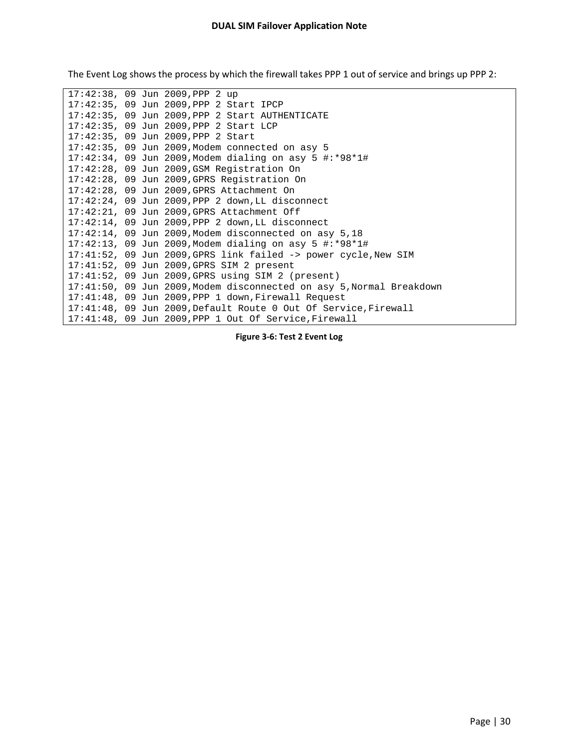The Event Log shows the process by which the firewall takes PPP 1 out of service and brings up PPP 2:

```
17:42:38, 09 Jun 2009,PPP 2 up
17:42:35, 09 Jun 2009,PPP 2 Start IPCP
17:42:35, 09 Jun 2009,PPP 2 Start AUTHENTICATE
17:42:35, 09 Jun 2009,PPP 2 Start LCP
17:42:35, 09 Jun 2009,PPP 2 Start
17:42:35, 09 Jun 2009,Modem connected on asy 5
17:42:34, 09 Jun 2009,Modem dialing on asy 5 #:*98*1#
17:42:28, 09 Jun 2009,GSM Registration On
17:42:28, 09 Jun 2009,GPRS Registration On
17:42:28, 09 Jun 2009,GPRS Attachment On
17:42:24, 09 Jun 2009,PPP 2 down,LL disconnect
17:42:21, 09 Jun 2009,GPRS Attachment Off
17:42:14, 09 Jun 2009,PPP 2 down,LL disconnect
17:42:14, 09 Jun 2009,Modem disconnected on asy 5,18
17:42:13, 09 Jun 2009,Modem dialing on asy 5 #:*98*1#
17:41:52, 09 Jun 2009,GPRS link failed -> power cycle,New SIM
17:41:52, 09 Jun 2009,GPRS SIM 2 present
17:41:52, 09 Jun 2009,GPRS using SIM 2 (present)
17:41:50, 09 Jun 2009,Modem disconnected on asy 5,Normal Breakdown
17:41:48, 09 Jun 2009,PPP 1 down,Firewall Request
17:41:48, 09 Jun 2009,Default Route 0 Out Of Service,Firewall
17:41:48, 09 Jun 2009,PPP 1 Out Of Service,Firewall
```

**Figure 3-6: Test 2 Event Log**